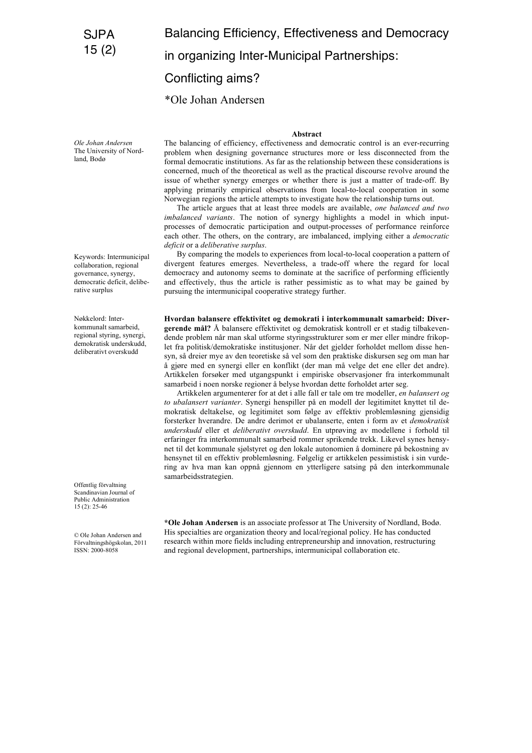# Balancing Efficiency, Effectiveness and Democracy in organizing Inter-Municipal Partnerships: Conflicting aims?

*Ole Johan Andersen

*Ole Johan Andersen*
The University of Nordland, Bodø

### Abstract

The balancing of efficiency, effectiveness and democratic control is an ever-recurring problem when designing governance structures more or less disconnected from the formal democratic institutions. As far as the relationship between these considerations is concerned, much of the theoretical as well as the practical discourse revolve around the issue of whether synergy emerges or whether there is just a matter of trade-off. By applying primarily empirical observations from local-to-local cooperation in some Norwegian regions the article attempts to investigate how the relationship turns out.

The article argues that at least three models are available, *one balanced and two imbalanced variants*. The notion of synergy highlights a model in which input-processes of democratic participation and output-processes of performance reinforce each other. The others, on the contrary, are imbalanced, implying either a *democratic deficit* or a *deliberative surplus*.

By comparing the models to experiences from local-to-local cooperation a pattern of divergent features emerges. Nevertheless, a trade-off where the regard for local democracy and autonomy seems to dominate at the sacrifice of performing efficiently and effectively, thus the article is rather pessimistic as to what may be gained by pursuing the intermunicipal cooperative strategy further.

Keywords: Intermunicipal collaboration, regional governance, synergy, democratic deficit, deliberative surplus

Nøkkelord: Interkommunalt samarbeid, regional styring, synergi, demokratisk underskudd, deliberativt overskudd

**Hvordan balansere effektivitet og demokrati i interkommunalt samarbeid: Divergerende mål?** Å balansere effektivitet og demokratisk kontroll er et stadig tilbakevendende problem når man skal utforme styringsstrukturer som er mer eller mindre frikoplet fra politisk/demokratiske institusjoner. Når det gjelder forholdet mellom disse hensyn, så dreier mye av den teoretiske så vel som den praktiske diskursen seg om man har å gjøre med en synergi eller en konflikt (der man må velge det ene eller det andre). Artikkelen forsøker med utgangspunkt i empiriske observasjoner fra interkommunalt samarbeid i noen norske regioner å belyse hvordan dette forholdet arter seg.

Artikkelen argumenterer for at det i alle fall er tale om tre modeller, *en balansert og to ubalansert varianter*. Synergi henspiller på en modell der legitimitet knyttet til demokratisk deltakelse, og legitimitet som følge av effektiv problemløsning gjensidig forsterker hverandre. De andre derimot er ubalanserte, enten i form av et *demokratisk underskudd* eller et *deliberativt overskudd*. En utprøving av modellene i forhold til erfaringer fra interkommunalt samarbeid rommer sprikende trekk. Likevel synes hensynet til det kommunale sjølstyret og den lokale autonomien å dominere på bekostning av hensynet til en effektiv problemløsning. Følgelig er artikkelen pessimistisk i sin vurdering av hva man kan oppnå gjennom en ytterligere satsing på den interkommunale samarbeidsstrategien.

Offentlig förvaltning
Scandinavian Journal of Public Administration
15 (2): 25-46

© Ole Johan Andersen and Förvaltningshögskolan, 2011
ISSN: 2000-8058

***Ole Johan Andersen** is an associate professor at The University of Nordland, Bodø. His specialties are organization theory and local/regional policy. He has conducted research within more fields including entrepreneurship and innovation, restructuring and regional development, partnerships, intermunicipal collaboration etc.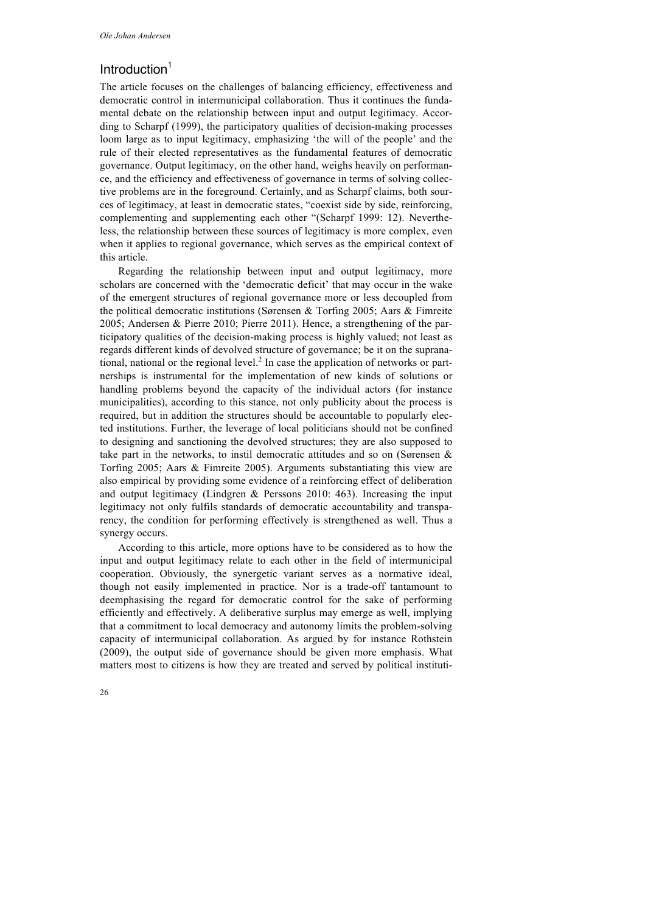## Introduction[1]

The article focuses on the challenges of balancing efficiency, effectiveness and democratic control in intermunicipal collaboration. Thus it continues the fundamental debate on the relationship between input and output legitimacy. According to Scharpf (1999), the participatory qualities of decision-making processes loom large as to input legitimacy, emphasizing 'the will of the people' and the rule of their elected representatives as the fundamental features of democratic governance. Output legitimacy, on the other hand, weighs heavily on performance, and the efficiency and effectiveness of governance in terms of solving collective problems are in the foreground. Certainly, and as Scharpf claims, both sources of legitimacy, at least in democratic states, "coexist side by side, reinforcing, complementing and supplementing each other "(Scharpf 1999: 12). Nevertheless, the relationship between these sources of legitimacy is more complex, even when it applies to regional governance, which serves as the empirical context of this article.

Regarding the relationship between input and output legitimacy, more scholars are concerned with the 'democratic deficit' that may occur in the wake of the emergent structures of regional governance more or less decoupled from the political democratic institutions (Sørensen & Torfing 2005; Aars & Fimreite 2005; Andersen & Pierre 2010; Pierre 2011). Hence, a strengthening of the participatory qualities of the decision-making process is highly valued; not least as regards different kinds of devolved structure of governance; be it on the supranational, national or the regional level.[2] In case the application of networks or partnerships is instrumental for the implementation of new kinds of solutions or handling problems beyond the capacity of the individual actors (for instance municipalities), according to this stance, not only publicity about the process is required, but in addition the structures should be accountable to popularly elected institutions. Further, the leverage of local politicians should not be confined to designing and sanctioning the devolved structures; they are also supposed to take part in the networks, to instil democratic attitudes and so on (Sørensen & Torfing 2005; Aars & Fimreite 2005). Arguments substantiating this view are also empirical by providing some evidence of a reinforcing effect of deliberation and output legitimacy (Lindgren & Perssons 2010: 463). Increasing the input legitimacy not only fulfils standards of democratic accountability and transparency, the condition for performing effectively is strengthened as well. Thus a synergy occurs.

According to this article, more options have to be considered as to how the input and output legitimacy relate to each other in the field of intermunicipal cooperation. Obviously, the synergetic variant serves as a normative ideal, though not easily implemented in practice. Nor is a trade-off tantamount to deemphasising the regard for democratic control for the sake of performing efficiently and effectively. A deliberative surplus may emerge as well, implying that a commitment to local democracy and autonomy limits the problem-solving capacity of intermunicipal collaboration. As argued by for instance Rothstein (2009), the output side of governance should be given more emphasis. What matters most to citizens is how they are treated and served by political instituti-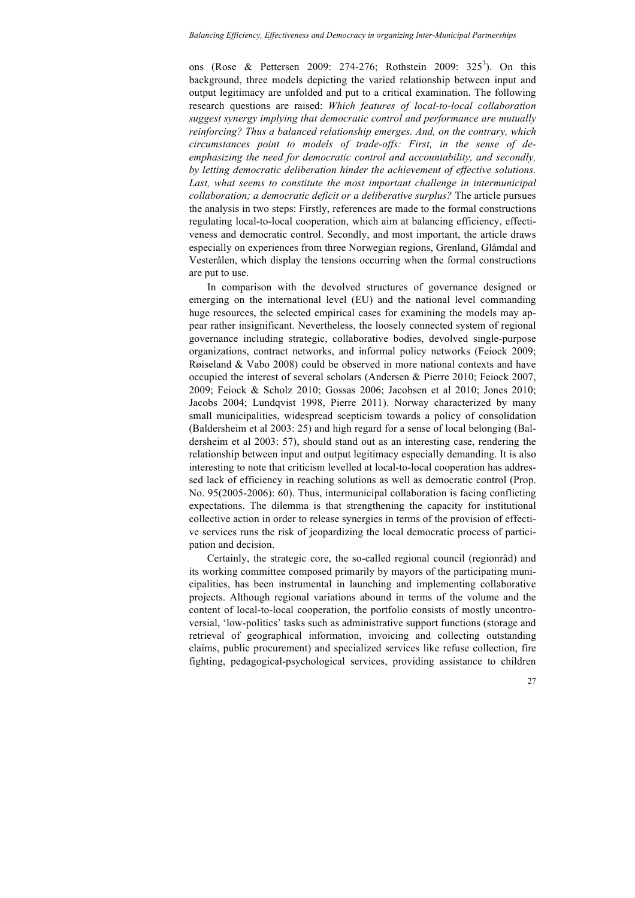ons (Rose & Pettersen 2009: 274-276; Rothstein 2009: 325[3]). On this background, three models depicting the varied relationship between input and output legitimacy are unfolded and put to a critical examination. The following research questions are raised: *Which features of local-to-local collaboration suggest synergy implying that democratic control and performance are mutually reinforcing? Thus a balanced relationship emerges. And, on the contrary, which circumstances point to models of trade-offs: First, in the sense of de-emphasizing the need for democratic control and accountability, and secondly, by letting democratic deliberation hinder the achievement of effective solutions. Last, what seems to constitute the most important challenge in intermunicipal collaboration; a democratic deficit or a deliberative surplus?* The article pursues the analysis in two steps: Firstly, references are made to the formal constructions regulating local-to-local cooperation, which aim at balancing efficiency, effectiveness and democratic control. Secondly, and most important, the article draws especially on experiences from three Norwegian regions, Grenland, Glåmdal and Vesterålen, which display the tensions occurring when the formal constructions are put to use.

In comparison with the devolved structures of governance designed or emerging on the international level (EU) and the national level commanding huge resources, the selected empirical cases for examining the models may appear rather insignificant. Nevertheless, the loosely connected system of regional governance including strategic, collaborative bodies, devolved single-purpose organizations, contract networks, and informal policy networks (Feiock 2009; Røiseland & Vabo 2008) could be observed in more national contexts and have occupied the interest of several scholars (Andersen & Pierre 2010; Feiock 2007, 2009; Feiock & Scholz 2010; Gossas 2006; Jacobsen et al 2010; Jones 2010; Jacobs 2004; Lundqvist 1998, Pierre 2011). Norway characterized by many small municipalities, widespread scepticism towards a policy of consolidation (Baldersheim et al 2003: 25) and high regard for a sense of local belonging (Baldersheim et al 2003: 57), should stand out as an interesting case, rendering the relationship between input and output legitimacy especially demanding. It is also interesting to note that criticism levelled at local-to-local cooperation has addressed lack of efficiency in reaching solutions as well as democratic control (Prop. No. 95(2005-2006): 60). Thus, intermunicipal collaboration is facing conflicting expectations. The dilemma is that strengthening the capacity for institutional collective action in order to release synergies in terms of the provision of effective services runs the risk of jeopardizing the local democratic process of participation and decision.

Certainly, the strategic core, the so-called regional council (regionråd) and its working committee composed primarily by mayors of the participating municipalities, has been instrumental in launching and implementing collaborative projects. Although regional variations abound in terms of the volume and the content of local-to-local cooperation, the portfolio consists of mostly uncontroversial, 'low-politics' tasks such as administrative support functions (storage and retrieval of geographical information, invoicing and collecting outstanding claims, public procurement) and specialized services like refuse collection, fire fighting, pedagogical-psychological services, providing assistance to children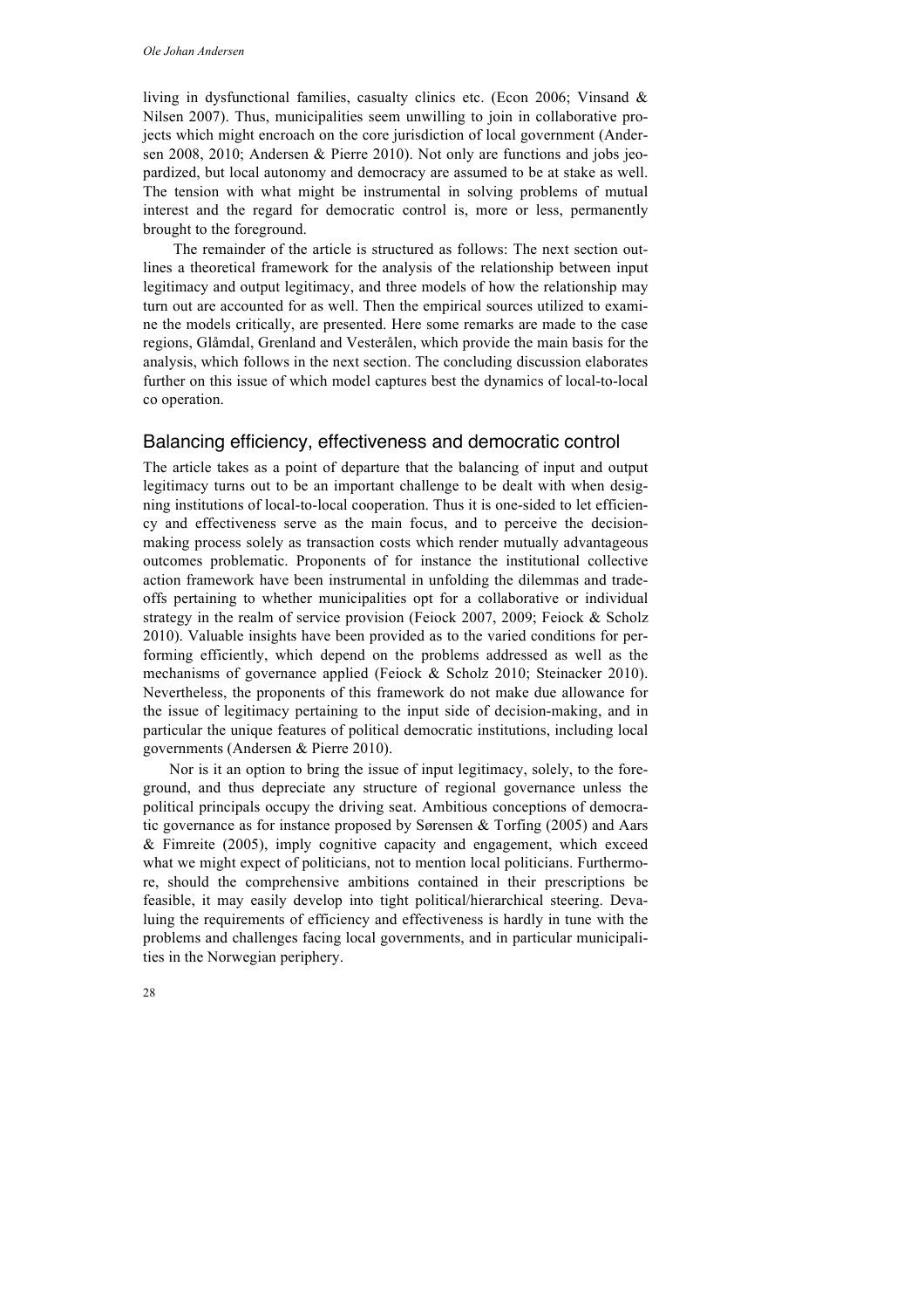living in dysfunctional families, casualty clinics etc. (Econ 2006; Vinsand & Nilsen 2007). Thus, municipalities seem unwilling to join in collaborative projects which might encroach on the core jurisdiction of local government (Andersen 2008, 2010; Andersen & Pierre 2010). Not only are functions and jobs jeopardized, but local autonomy and democracy are assumed to be at stake as well. The tension with what might be instrumental in solving problems of mutual interest and the regard for democratic control is, more or less, permanently brought to the foreground.

The remainder of the article is structured as follows: The next section outlines a theoretical framework for the analysis of the relationship between input legitimacy and output legitimacy, and three models of how the relationship may turn out are accounted for as well. Then the empirical sources utilized to examine the models critically, are presented. Here some remarks are made to the case regions, Glåmdal, Grenland and Vesterålen, which provide the main basis for the analysis, which follows in the next section. The concluding discussion elaborates further on this issue of which model captures best the dynamics of local-to-local co operation.

## Balancing efficiency, effectiveness and democratic control

The article takes as a point of departure that the balancing of input and output legitimacy turns out to be an important challenge to be dealt with when designing institutions of local-to-local cooperation. Thus it is one-sided to let efficiency and effectiveness serve as the main focus, and to perceive the decision-making process solely as transaction costs which render mutually advantageous outcomes problematic. Proponents of for instance the institutional collective action framework have been instrumental in unfolding the dilemmas and trade-offs pertaining to whether municipalities opt for a collaborative or individual strategy in the realm of service provision (Feiock 2007, 2009; Feiock & Scholz 2010). Valuable insights have been provided as to the varied conditions for performing efficiently, which depend on the problems addressed as well as the mechanisms of governance applied (Feiock & Scholz 2010; Steinacker 2010). Nevertheless, the proponents of this framework do not make due allowance for the issue of legitimacy pertaining to the input side of decision-making, and in particular the unique features of political democratic institutions, including local governments (Andersen & Pierre 2010).

Nor is it an option to bring the issue of input legitimacy, solely, to the foreground, and thus depreciate any structure of regional governance unless the political principals occupy the driving seat. Ambitious conceptions of democratic governance as for instance proposed by Sørensen & Torfing (2005) and Aars & Fimreite (2005), imply cognitive capacity and engagement, which exceed what we might expect of politicians, not to mention local politicians. Furthermore, should the comprehensive ambitions contained in their prescriptions be feasible, it may easily develop into tight political/hierarchical steering. Devaluing the requirements of efficiency and effectiveness is hardly in tune with the problems and challenges facing local governments, and in particular municipalities in the Norwegian periphery.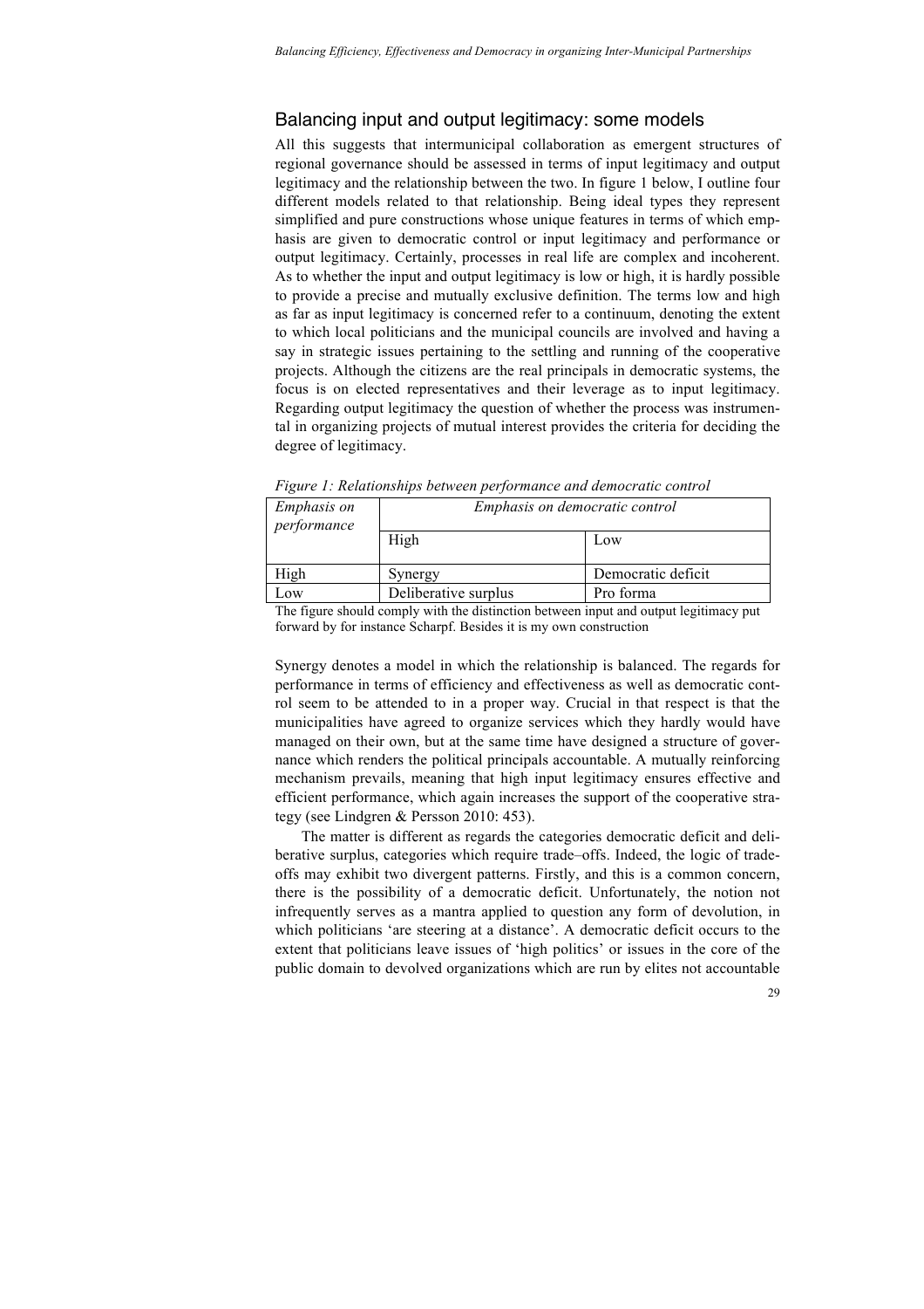## Balancing input and output legitimacy: some models

All this suggests that intermunicipal collaboration as emergent structures of regional governance should be assessed in terms of input legitimacy and output legitimacy and the relationship between the two. In figure 1 below, I outline four different models related to that relationship. Being ideal types they represent simplified and pure constructions whose unique features in terms of which emphasis are given to democratic control or input legitimacy and performance or output legitimacy. Certainly, processes in real life are complex and incoherent. As to whether the input and output legitimacy is low or high, it is hardly possible to provide a precise and mutually exclusive definition. The terms low and high as far as input legitimacy is concerned refer to a continuum, denoting the extent to which local politicians and the municipal councils are involved and having a say in strategic issues pertaining to the settling and running of the cooperative projects. Although the citizens are the real principals in democratic systems, the focus is on elected representatives and their leverage as to input legitimacy. Regarding output legitimacy the question of whether the process was instrumental in organizing projects of mutual interest provides the criteria for deciding the degree of legitimacy.

*Figure 1: Relationships between performance and democratic control*

| *Emphasis on performance* | *Emphasis on democratic control* | |
|---|---|---|
| | High | Low |
| High | Synergy | Democratic deficit |
| Low | Deliberative surplus | Pro forma |

The figure should comply with the distinction between input and output legitimacy put forward by for instance Scharpf. Besides it is my own construction

Synergy denotes a model in which the relationship is balanced. The regards for performance in terms of efficiency and effectiveness as well as democratic control seem to be attended to in a proper way. Crucial in that respect is that the municipalities have agreed to organize services which they hardly would have managed on their own, but at the same time have designed a structure of governance which renders the political principals accountable. A mutually reinforcing mechanism prevails, meaning that high input legitimacy ensures effective and efficient performance, which again increases the support of the cooperative strategy (see Lindgren & Persson 2010: 453).

The matter is different as regards the categories democratic deficit and deliberative surplus, categories which require trade–offs. Indeed, the logic of trade-offs may exhibit two divergent patterns. Firstly, and this is a common concern, there is the possibility of a democratic deficit. Unfortunately, the notion not infrequently serves as a mantra applied to question any form of devolution, in which politicians 'are steering at a distance'. A democratic deficit occurs to the extent that politicians leave issues of 'high politics' or issues in the core of the public domain to devolved organizations which are run by elites not accountable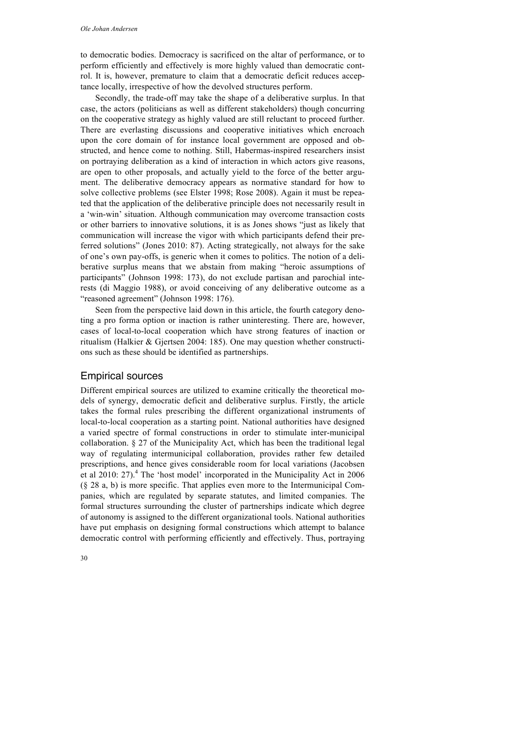to democratic bodies. Democracy is sacrificed on the altar of performance, or to perform efficiently and effectively is more highly valued than democratic control. It is, however, premature to claim that a democratic deficit reduces acceptance locally, irrespective of how the devolved structures perform.

Secondly, the trade-off may take the shape of a deliberative surplus. In that case, the actors (politicians as well as different stakeholders) though concurring on the cooperative strategy as highly valued are still reluctant to proceed further. There are everlasting discussions and cooperative initiatives which encroach upon the core domain of for instance local government are opposed and obstructed, and hence come to nothing. Still, Habermas-inspired researchers insist on portraying deliberation as a kind of interaction in which actors give reasons, are open to other proposals, and actually yield to the force of the better argument. The deliberative democracy appears as normative standard for how to solve collective problems (see Elster 1998; Rose 2008). Again it must be repeated that the application of the deliberative principle does not necessarily result in a 'win-win' situation. Although communication may overcome transaction costs or other barriers to innovative solutions, it is as Jones shows "just as likely that communication will increase the vigor with which participants defend their preferred solutions" (Jones 2010: 87). Acting strategically, not always for the sake of one's own pay-offs, is generic when it comes to politics. The notion of a deliberative surplus means that we abstain from making "heroic assumptions of participants" (Johnson 1998: 173), do not exclude partisan and parochial interests (di Maggio 1988), or avoid conceiving of any deliberative outcome as a "reasoned agreement" (Johnson 1998: 176).

Seen from the perspective laid down in this article, the fourth category denoting a pro forma option or inaction is rather uninteresting. There are, however, cases of local-to-local cooperation which have strong features of inaction or ritualism (Halkier & Gjertsen 2004: 185). One may question whether constructions such as these should be identified as partnerships.

## Empirical sources

Different empirical sources are utilized to examine critically the theoretical models of synergy, democratic deficit and deliberative surplus. Firstly, the article takes the formal rules prescribing the different organizational instruments of local-to-local cooperation as a starting point. National authorities have designed a varied spectre of formal constructions in order to stimulate inter-municipal collaboration. § 27 of the Municipality Act, which has been the traditional legal way of regulating intermunicipal collaboration, provides rather few detailed prescriptions, and hence gives considerable room for local variations (Jacobsen et al 2010: 27).[4] The 'host model' incorporated in the Municipality Act in 2006 (§ 28 a, b) is more specific. That applies even more to the Intermunicipal Companies, which are regulated by separate statutes, and limited companies. The formal structures surrounding the cluster of partnerships indicate which degree of autonomy is assigned to the different organizational tools. National authorities have put emphasis on designing formal constructions which attempt to balance democratic control with performing efficiently and effectively. Thus, portraying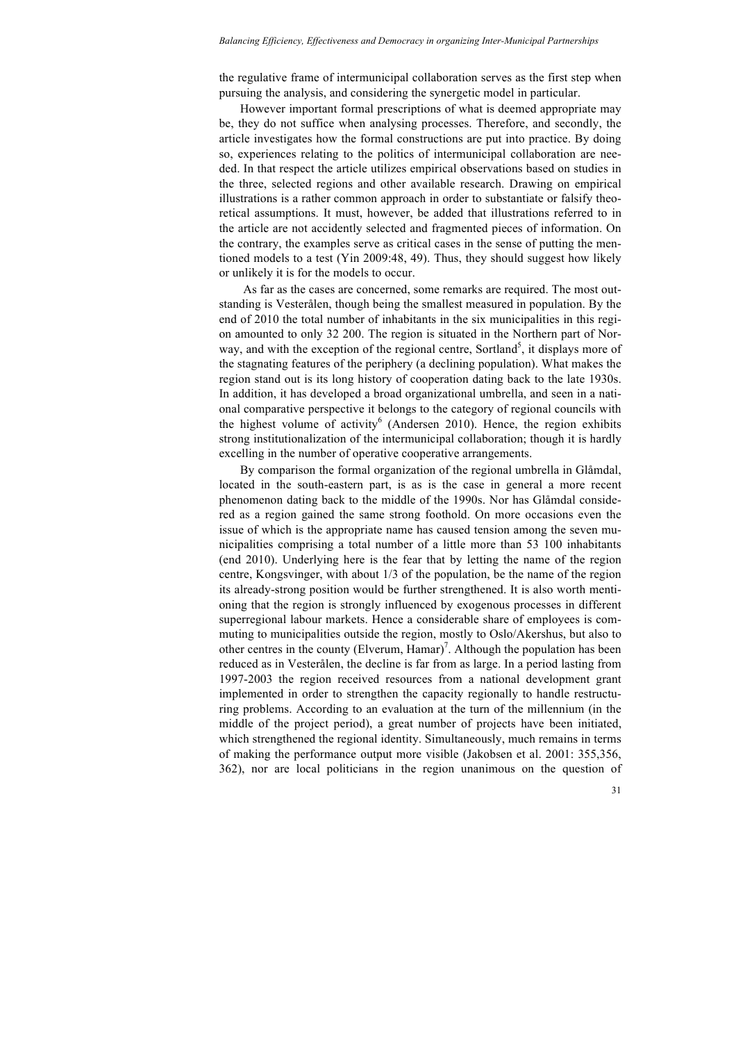the regulative frame of intermunicipal collaboration serves as the first step when pursuing the analysis, and considering the synergetic model in particular.

However important formal prescriptions of what is deemed appropriate may be, they do not suffice when analysing processes. Therefore, and secondly, the article investigates how the formal constructions are put into practice. By doing so, experiences relating to the politics of intermunicipal collaboration are needed. In that respect the article utilizes empirical observations based on studies in the three, selected regions and other available research. Drawing on empirical illustrations is a rather common approach in order to substantiate or falsify theoretical assumptions. It must, however, be added that illustrations referred to in the article are not accidently selected and fragmented pieces of information. On the contrary, the examples serve as critical cases in the sense of putting the mentioned models to a test (Yin 2009:48, 49). Thus, they should suggest how likely or unlikely it is for the models to occur.

As far as the cases are concerned, some remarks are required. The most outstanding is Vesterålen, though being the smallest measured in population. By the end of 2010 the total number of inhabitants in the six municipalities in this region amounted to only 32 200. The region is situated in the Northern part of Norway, and with the exception of the regional centre, Sortland[5], it displays more of the stagnating features of the periphery (a declining population). What makes the region stand out is its long history of cooperation dating back to the late 1930s. In addition, it has developed a broad organizational umbrella, and seen in a national comparative perspective it belongs to the category of regional councils with the highest volume of activity[6] (Andersen 2010). Hence, the region exhibits strong institutionalization of the intermunicipal collaboration; though it is hardly excelling in the number of operative cooperative arrangements.

By comparison the formal organization of the regional umbrella in Glåmdal, located in the south-eastern part, is as is the case in general a more recent phenomenon dating back to the middle of the 1990s. Nor has Glåmdal considered as a region gained the same strong foothold. On more occasions even the issue of which is the appropriate name has caused tension among the seven municipalities comprising a total number of a little more than 53 100 inhabitants (end 2010). Underlying here is the fear that by letting the name of the region centre, Kongsvinger, with about 1/3 of the population, be the name of the region its already-strong position would be further strengthened. It is also worth mentioning that the region is strongly influenced by exogenous processes in different superregional labour markets. Hence a considerable share of employees is commuting to municipalities outside the region, mostly to Oslo/Akershus, but also to other centres in the county (Elverum, Hamar)[7]. Although the population has been reduced as in Vesterålen, the decline is far from as large. In a period lasting from 1997-2003 the region received resources from a national development grant implemented in order to strengthen the capacity regionally to handle restructuring problems. According to an evaluation at the turn of the millennium (in the middle of the project period), a great number of projects have been initiated, which strengthened the regional identity. Simultaneously, much remains in terms of making the performance output more visible (Jakobsen et al. 2001: 355,356, 362), nor are local politicians in the region unanimous on the question of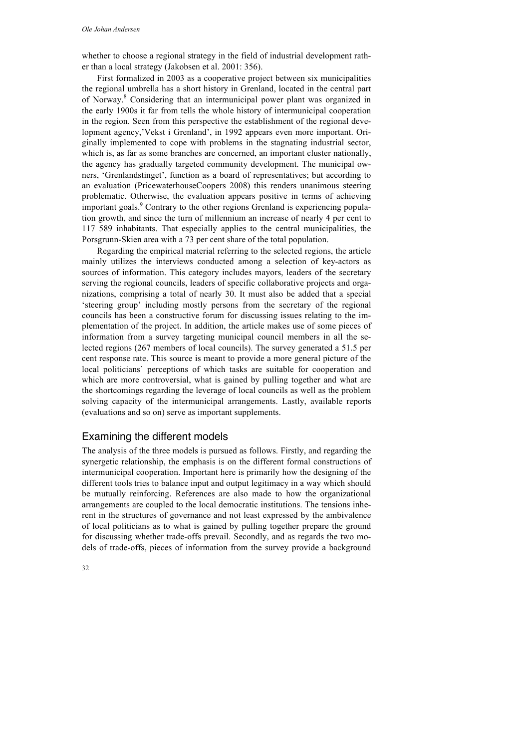whether to choose a regional strategy in the field of industrial development rather than a local strategy (Jakobsen et al. 2001: 356).

First formalized in 2003 as a cooperative project between six municipalities the regional umbrella has a short history in Grenland, located in the central part of Norway.[8] Considering that an intermunicipal power plant was organized in the early 1900s it far from tells the whole history of intermunicipal cooperation in the region. Seen from this perspective the establishment of the regional development agency,'Vekst i Grenland', in 1992 appears even more important. Originally implemented to cope with problems in the stagnating industrial sector, which is, as far as some branches are concerned, an important cluster nationally, the agency has gradually targeted community development. The municipal owners, 'Grenlandstinget', function as a board of representatives; but according to an evaluation (PricewaterhouseCoopers 2008) this renders unanimous steering problematic. Otherwise, the evaluation appears positive in terms of achieving important goals.[9] Contrary to the other regions Grenland is experiencing population growth, and since the turn of millennium an increase of nearly 4 per cent to 117 589 inhabitants. That especially applies to the central municipalities, the Porsgrunn-Skien area with a 73 per cent share of the total population.

Regarding the empirical material referring to the selected regions, the article mainly utilizes the interviews conducted among a selection of key-actors as sources of information. This category includes mayors, leaders of the secretary serving the regional councils, leaders of specific collaborative projects and organizations, comprising a total of nearly 30. It must also be added that a special 'steering group' including mostly persons from the secretary of the regional councils has been a constructive forum for discussing issues relating to the implementation of the project. In addition, the article makes use of some pieces of information from a survey targeting municipal council members in all the selected regions (267 members of local councils). The survey generated a 51.5 per cent response rate. This source is meant to provide a more general picture of the local politicians` perceptions of which tasks are suitable for cooperation and which are more controversial, what is gained by pulling together and what are the shortcomings regarding the leverage of local councils as well as the problem solving capacity of the intermunicipal arrangements. Lastly, available reports (evaluations and so on) serve as important supplements.

## Examining the different models

The analysis of the three models is pursued as follows. Firstly, and regarding the synergetic relationship, the emphasis is on the different formal constructions of intermunicipal cooperation. Important here is primarily how the designing of the different tools tries to balance input and output legitimacy in a way which should be mutually reinforcing. References are also made to how the organizational arrangements are coupled to the local democratic institutions. The tensions inherent in the structures of governance and not least expressed by the ambivalence of local politicians as to what is gained by pulling together prepare the ground for discussing whether trade-offs prevail. Secondly, and as regards the two models of trade-offs, pieces of information from the survey provide a background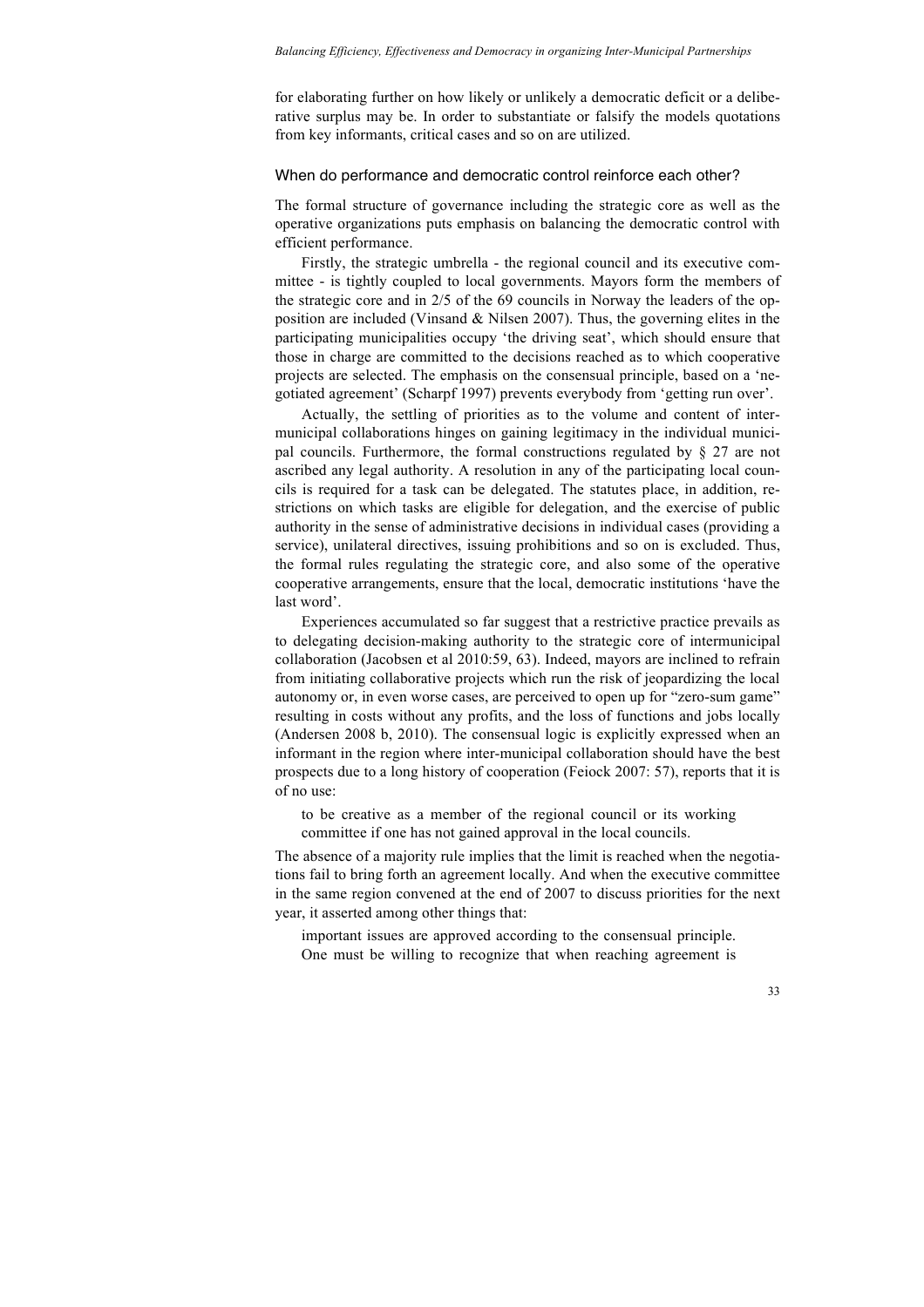for elaborating further on how likely or unlikely a democratic deficit or a deliberative surplus may be. In order to substantiate or falsify the models quotations from key informants, critical cases and so on are utilized.

## When do performance and democratic control reinforce each other?

The formal structure of governance including the strategic core as well as the operative organizations puts emphasis on balancing the democratic control with efficient performance.

Firstly, the strategic umbrella - the regional council and its executive committee - is tightly coupled to local governments. Mayors form the members of the strategic core and in 2/5 of the 69 councils in Norway the leaders of the opposition are included (Vinsand & Nilsen 2007). Thus, the governing elites in the participating municipalities occupy 'the driving seat', which should ensure that those in charge are committed to the decisions reached as to which cooperative projects are selected. The emphasis on the consensual principle, based on a 'negotiated agreement' (Scharpf 1997) prevents everybody from 'getting run over'.

Actually, the settling of priorities as to the volume and content of intermunicipal collaborations hinges on gaining legitimacy in the individual municipal councils. Furthermore, the formal constructions regulated by § 27 are not ascribed any legal authority. A resolution in any of the participating local councils is required for a task can be delegated. The statutes place, in addition, restrictions on which tasks are eligible for delegation, and the exercise of public authority in the sense of administrative decisions in individual cases (providing a service), unilateral directives, issuing prohibitions and so on is excluded. Thus, the formal rules regulating the strategic core, and also some of the operative cooperative arrangements, ensure that the local, democratic institutions 'have the last word'.

Experiences accumulated so far suggest that a restrictive practice prevails as to delegating decision-making authority to the strategic core of intermunicipal collaboration (Jacobsen et al 2010:59, 63). Indeed, mayors are inclined to refrain from initiating collaborative projects which run the risk of jeopardizing the local autonomy or, in even worse cases, are perceived to open up for "zero-sum game" resulting in costs without any profits, and the loss of functions and jobs locally (Andersen 2008 b, 2010). The consensual logic is explicitly expressed when an informant in the region where inter-municipal collaboration should have the best prospects due to a long history of cooperation (Feiock 2007: 57), reports that it is of no use:

> to be creative as a member of the regional council or its working committee if one has not gained approval in the local councils.

The absence of a majority rule implies that the limit is reached when the negotiations fail to bring forth an agreement locally. And when the executive committee in the same region convened at the end of 2007 to discuss priorities for the next year, it asserted among other things that:

> important issues are approved according to the consensual principle. One must be willing to recognize that when reaching agreement is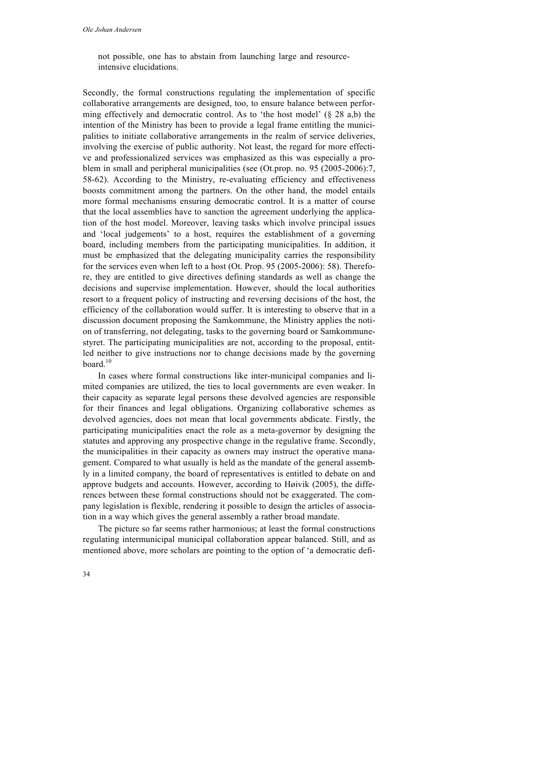not possible, one has to abstain from launching large and resource-intensive elucidations.

Secondly, the formal constructions regulating the implementation of specific collaborative arrangements are designed, too, to ensure balance between performing effectively and democratic control. As to 'the host model' (§ 28 a,b) the intention of the Ministry has been to provide a legal frame entitling the municipalities to initiate collaborative arrangements in the realm of service deliveries, involving the exercise of public authority. Not least, the regard for more effective and professionalized services was emphasized as this was especially a problem in small and peripheral municipalities (see (Ot.prop. no. 95 (2005-2006):7, 58-62). According to the Ministry, re-evaluating efficiency and effectiveness boosts commitment among the partners. On the other hand, the model entails more formal mechanisms ensuring democratic control. It is a matter of course that the local assemblies have to sanction the agreement underlying the application of the host model. Moreover, leaving tasks which involve principal issues and 'local judgements' to a host, requires the establishment of a governing board, including members from the participating municipalities. In addition, it must be emphasized that the delegating municipality carries the responsibility for the services even when left to a host (Ot. Prop. 95 (2005-2006): 58). Therefore, they are entitled to give directives defining standards as well as change the decisions and supervise implementation. However, should the local authorities resort to a frequent policy of instructing and reversing decisions of the host, the efficiency of the collaboration would suffer. It is interesting to observe that in a discussion document proposing the Samkommune, the Ministry applies the notion of transferring, not delegating, tasks to the governing board or Samkommunestyret. The participating municipalities are not, according to the proposal, entitled neither to give instructions nor to change decisions made by the governing board.[10]

In cases where formal constructions like inter-municipal companies and limited companies are utilized, the ties to local governments are even weaker. In their capacity as separate legal persons these devolved agencies are responsible for their finances and legal obligations. Organizing collaborative schemes as devolved agencies, does not mean that local governments abdicate. Firstly, the participating municipalities enact the role as a meta-governor by designing the statutes and approving any prospective change in the regulative frame. Secondly, the municipalities in their capacity as owners may instruct the operative management. Compared to what usually is held as the mandate of the general assembly in a limited company, the board of representatives is entitled to debate on and approve budgets and accounts. However, according to Høivik (2005), the differences between these formal constructions should not be exaggerated. The company legislation is flexible, rendering it possible to design the articles of association in a way which gives the general assembly a rather broad mandate.

The picture so far seems rather harmonious; at least the formal constructions regulating intermunicipal municipal collaboration appear balanced. Still, and as mentioned above, more scholars are pointing to the option of 'a democratic defi-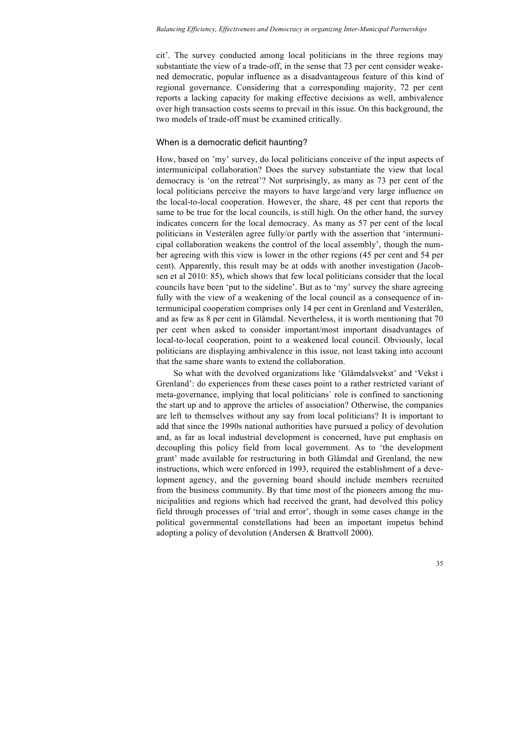cit'. The survey conducted among local politicians in the three regions may substantiate the view of a trade-off, in the sense that 73 per cent consider weakened democratic, popular influence as a disadvantageous feature of this kind of regional governance. Considering that a corresponding majority, 72 per cent reports a lacking capacity for making effective decisions as well, ambivalence over high transaction costs seems to prevail in this issue. On this background, the two models of trade-off must be examined critically.

## When is a democratic deficit haunting?

How, based on 'my' survey, do local politicians conceive of the input aspects of intermunicipal collaboration? Does the survey substantiate the view that local democracy is 'on the retreat'? Not surprisingly, as many as 73 per cent of the local politicians perceive the mayors to have large/and very large influence on the local-to-local cooperation. However, the share, 48 per cent that reports the same to be true for the local councils, is still high. On the other hand, the survey indicates concern for the local democracy. As many as 57 per cent of the local politicians in Vesterålen agree fully/or partly with the assertion that 'intermunicipal collaboration weakens the control of the local assembly', though the number agreeing with this view is lower in the other regions (45 per cent and 54 per cent). Apparently, this result may be at odds with another investigation (Jacobsen et al 2010: 85), which shows that few local politicians consider that the local councils have been 'put to the sideline'. But as to 'my' survey the share agreeing fully with the view of a weakening of the local council as a consequence of intermunicipal cooperation comprises only 14 per cent in Grenland and Vesterålen, and as few as 8 per cent in Glåmdal. Nevertheless, it is worth mentioning that 70 per cent when asked to consider important/most important disadvantages of local-to-local cooperation, point to a weakened local council. Obviously, local politicians are displaying ambivalence in this issue, not least taking into account that the same share wants to extend the collaboration.

So what with the devolved organizations like 'Glåmdalsvekst' and 'Vekst i Grenland': do experiences from these cases point to a rather restricted variant of meta-governance, implying that local politicians` role is confined to sanctioning the start up and to approve the articles of association? Otherwise, the companies are left to themselves without any say from local politicians? It is important to add that since the 1990s national authorities have pursued a policy of devolution and, as far as local industrial development is concerned, have put emphasis on decoupling this policy field from local government. As to 'the development grant' made available for restructuring in both Glåmdal and Grenland, the new instructions, which were enforced in 1993, required the establishment of a development agency, and the governing board should include members recruited from the business community. By that time most of the pioneers among the municipalities and regions which had received the grant, had devolved this policy field through processes of 'trial and error', though in some cases change in the political governmental constellations had been an important impetus behind adopting a policy of devolution (Andersen & Brattvoll 2000).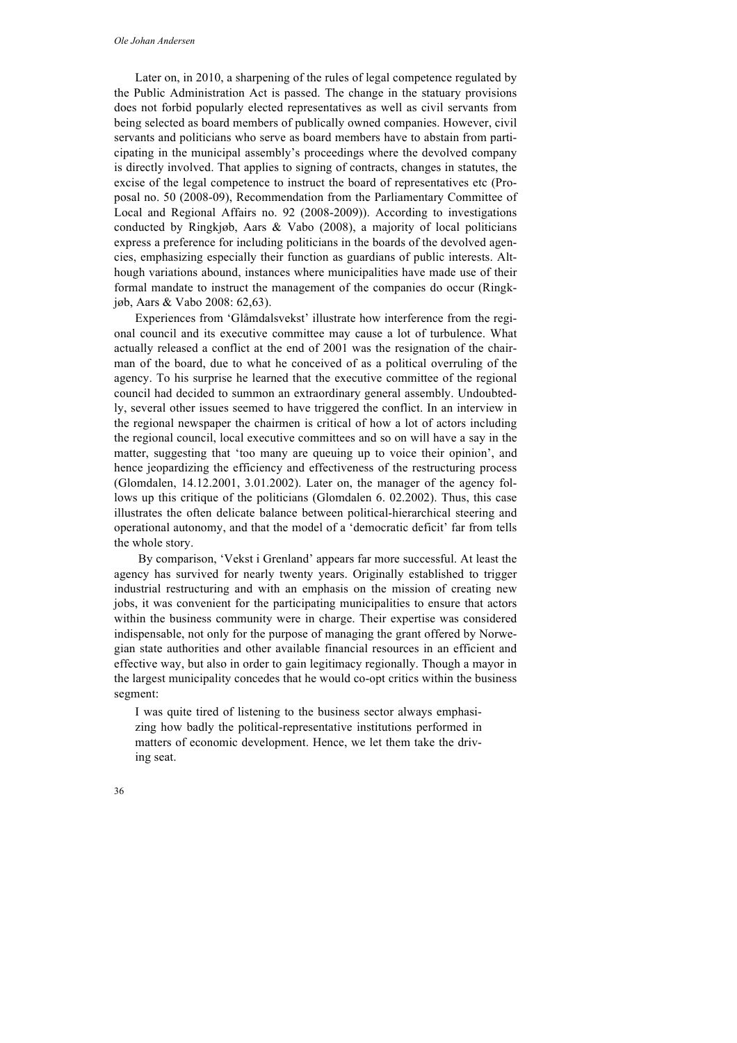Later on, in 2010, a sharpening of the rules of legal competence regulated by the Public Administration Act is passed. The change in the statuary provisions does not forbid popularly elected representatives as well as civil servants from being selected as board members of publically owned companies. However, civil servants and politicians who serve as board members have to abstain from participating in the municipal assembly's proceedings where the devolved company is directly involved. That applies to signing of contracts, changes in statutes, the excise of the legal competence to instruct the board of representatives etc (Proposal no. 50 (2008-09), Recommendation from the Parliamentary Committee of Local and Regional Affairs no. 92 (2008-2009)). According to investigations conducted by Ringkjøb, Aars & Vabo (2008), a majority of local politicians express a preference for including politicians in the boards of the devolved agencies, emphasizing especially their function as guardians of public interests. Although variations abound, instances where municipalities have made use of their formal mandate to instruct the management of the companies do occur (Ringkjøb, Aars & Vabo 2008: 62,63).

Experiences from 'Glåmdalsvekst' illustrate how interference from the regional council and its executive committee may cause a lot of turbulence. What actually released a conflict at the end of 2001 was the resignation of the chairman of the board, due to what he conceived of as a political overruling of the agency. To his surprise he learned that the executive committee of the regional council had decided to summon an extraordinary general assembly. Undoubtedly, several other issues seemed to have triggered the conflict. In an interview in the regional newspaper the chairmen is critical of how a lot of actors including the regional council, local executive committees and so on will have a say in the matter, suggesting that 'too many are queuing up to voice their opinion', and hence jeopardizing the efficiency and effectiveness of the restructuring process (Glomdalen, 14.12.2001, 3.01.2002). Later on, the manager of the agency follows up this critique of the politicians (Glomdalen 6. 02.2002). Thus, this case illustrates the often delicate balance between political-hierarchical steering and operational autonomy, and that the model of a 'democratic deficit' far from tells the whole story.

By comparison, 'Vekst i Grenland' appears far more successful. At least the agency has survived for nearly twenty years. Originally established to trigger industrial restructuring and with an emphasis on the mission of creating new jobs, it was convenient for the participating municipalities to ensure that actors within the business community were in charge. Their expertise was considered indispensable, not only for the purpose of managing the grant offered by Norwegian state authorities and other available financial resources in an efficient and effective way, but also in order to gain legitimacy regionally. Though a mayor in the largest municipality concedes that he would co-opt critics within the business segment:

> I was quite tired of listening to the business sector always emphasizing how badly the political-representative institutions performed in matters of economic development. Hence, we let them take the driving seat.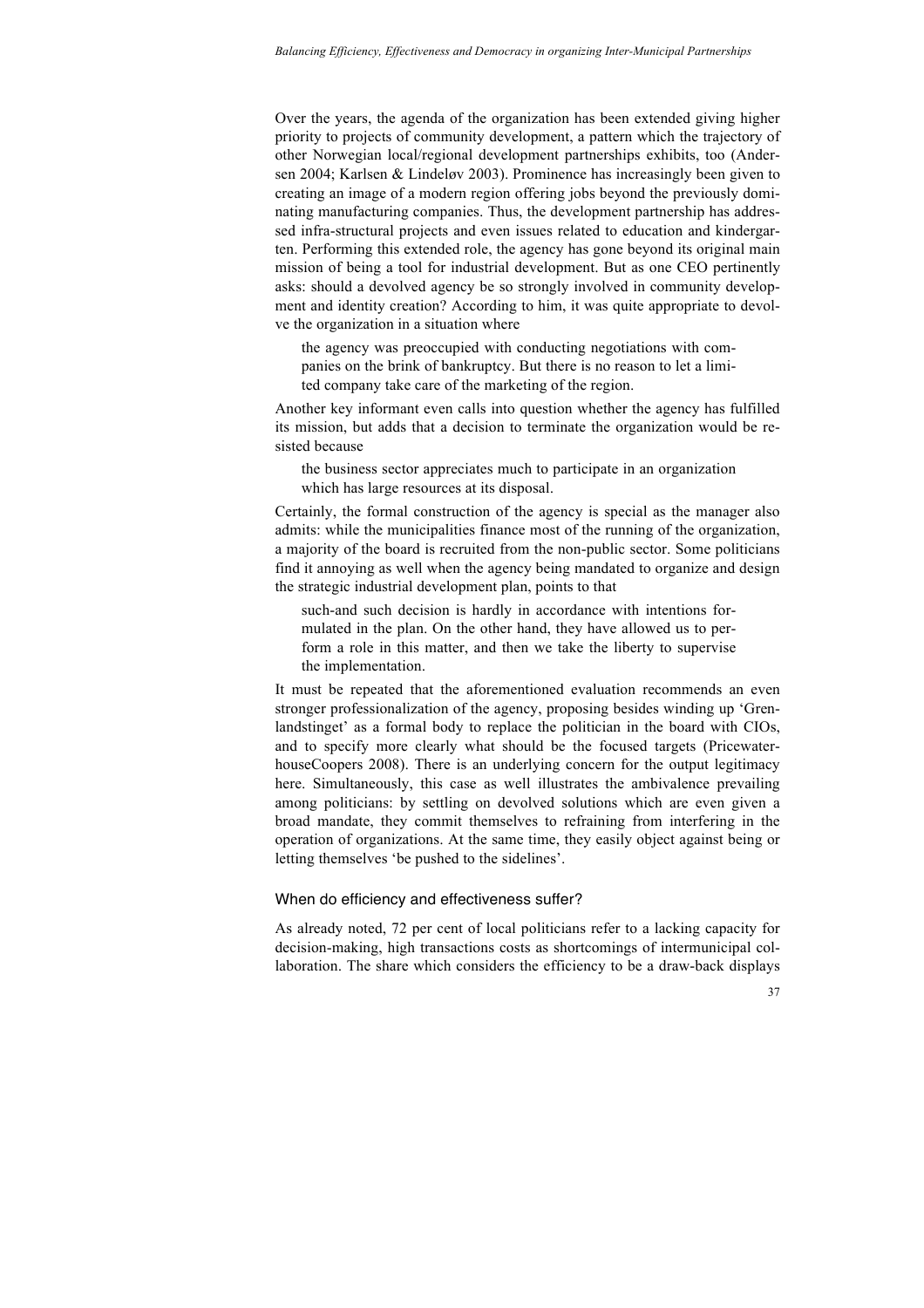Over the years, the agenda of the organization has been extended giving higher priority to projects of community development, a pattern which the trajectory of other Norwegian local/regional development partnerships exhibits, too (Andersen 2004; Karlsen & Lindeløv 2003). Prominence has increasingly been given to creating an image of a modern region offering jobs beyond the previously dominating manufacturing companies. Thus, the development partnership has addressed infra-structural projects and even issues related to education and kindergarten. Performing this extended role, the agency has gone beyond its original main mission of being a tool for industrial development. But as one CEO pertinently asks: should a devolved agency be so strongly involved in community development and identity creation? According to him, it was quite appropriate to devolve the organization in a situation where

> the agency was preoccupied with conducting negotiations with companies on the brink of bankruptcy. But there is no reason to let a limited company take care of the marketing of the region.

Another key informant even calls into question whether the agency has fulfilled its mission, but adds that a decision to terminate the organization would be resisted because

> the business sector appreciates much to participate in an organization which has large resources at its disposal.

Certainly, the formal construction of the agency is special as the manager also admits: while the municipalities finance most of the running of the organization, a majority of the board is recruited from the non-public sector. Some politicians find it annoying as well when the agency being mandated to organize and design the strategic industrial development plan, points to that

> such-and such decision is hardly in accordance with intentions formulated in the plan. On the other hand, they have allowed us to perform a role in this matter, and then we take the liberty to supervise the implementation.

It must be repeated that the aforementioned evaluation recommends an even stronger professionalization of the agency, proposing besides winding up 'Grenlandstinget' as a formal body to replace the politician in the board with CIOs, and to specify more clearly what should be the focused targets (PricewaterhouseCoopers 2008). There is an underlying concern for the output legitimacy here. Simultaneously, this case as well illustrates the ambivalence prevailing among politicians: by settling on devolved solutions which are even given a broad mandate, they commit themselves to refraining from interfering in the operation of organizations. At the same time, they easily object against being or letting themselves 'be pushed to the sidelines'.

## When do efficiency and effectiveness suffer?

As already noted, 72 per cent of local politicians refer to a lacking capacity for decision-making, high transactions costs as shortcomings of intermunicipal collaboration. The share which considers the efficiency to be a draw-back displays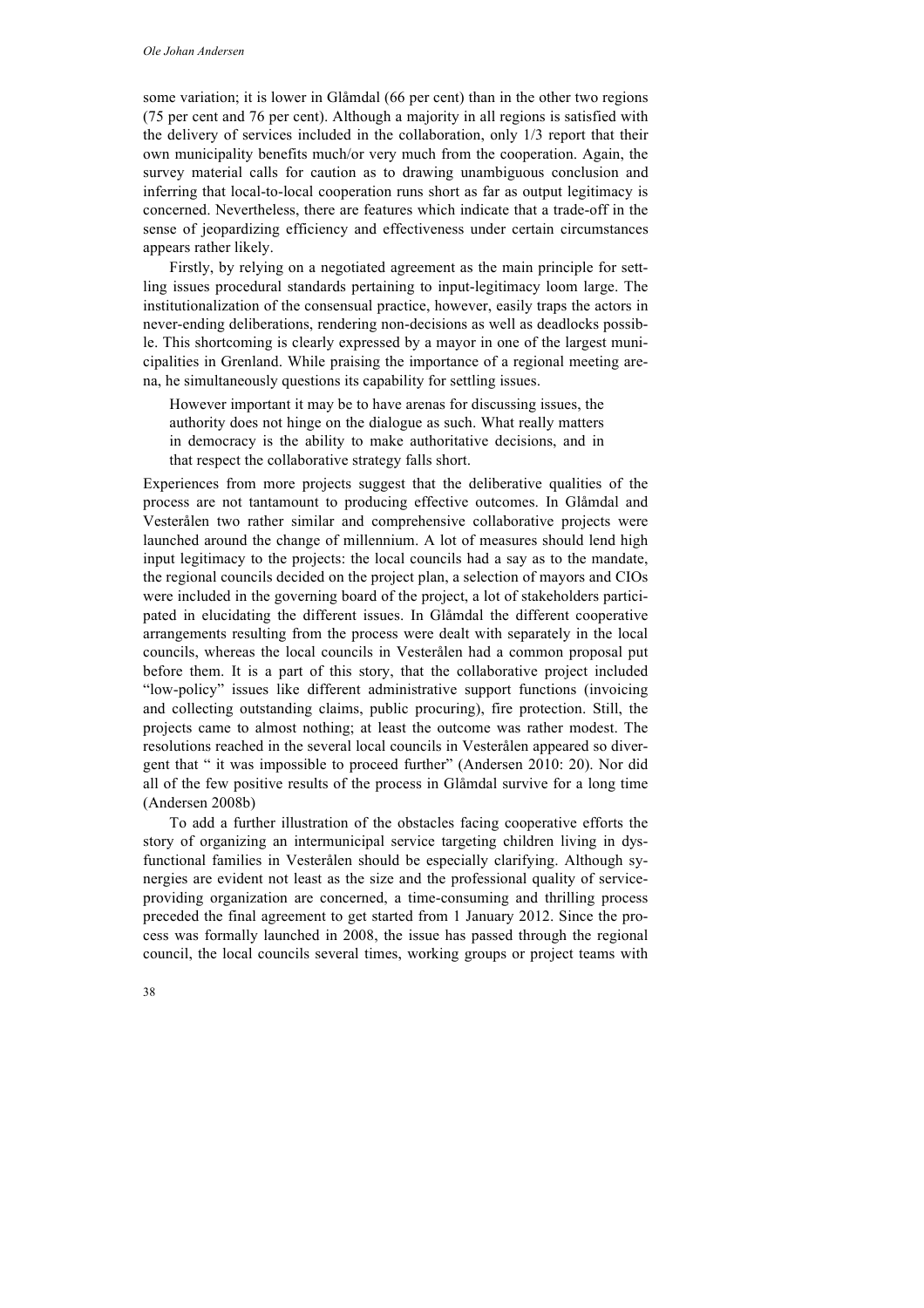some variation; it is lower in Glåmdal (66 per cent) than in the other two regions (75 per cent and 76 per cent). Although a majority in all regions is satisfied with the delivery of services included in the collaboration, only 1/3 report that their own municipality benefits much/or very much from the cooperation. Again, the survey material calls for caution as to drawing unambiguous conclusion and inferring that local-to-local cooperation runs short as far as output legitimacy is concerned. Nevertheless, there are features which indicate that a trade-off in the sense of jeopardizing efficiency and effectiveness under certain circumstances appears rather likely.

Firstly, by relying on a negotiated agreement as the main principle for settling issues procedural standards pertaining to input-legitimacy loom large. The institutionalization of the consensual practice, however, easily traps the actors in never-ending deliberations, rendering non-decisions as well as deadlocks possible. This shortcoming is clearly expressed by a mayor in one of the largest municipalities in Grenland. While praising the importance of a regional meeting arena, he simultaneously questions its capability for settling issues.

> However important it may be to have arenas for discussing issues, the authority does not hinge on the dialogue as such. What really matters in democracy is the ability to make authoritative decisions, and in that respect the collaborative strategy falls short.

Experiences from more projects suggest that the deliberative qualities of the process are not tantamount to producing effective outcomes. In Glåmdal and Vesterålen two rather similar and comprehensive collaborative projects were launched around the change of millennium. A lot of measures should lend high input legitimacy to the projects: the local councils had a say as to the mandate, the regional councils decided on the project plan, a selection of mayors and CIOs were included in the governing board of the project, a lot of stakeholders participated in elucidating the different issues. In Glåmdal the different cooperative arrangements resulting from the process were dealt with separately in the local councils, whereas the local councils in Vesterålen had a common proposal put before them. It is a part of this story, that the collaborative project included "low-policy" issues like different administrative support functions (invoicing and collecting outstanding claims, public procuring), fire protection. Still, the projects came to almost nothing; at least the outcome was rather modest. The resolutions reached in the several local councils in Vesterålen appeared so divergent that " it was impossible to proceed further" (Andersen 2010: 20). Nor did all of the few positive results of the process in Glåmdal survive for a long time (Andersen 2008b)

To add a further illustration of the obstacles facing cooperative efforts the story of organizing an intermunicipal service targeting children living in dysfunctional families in Vesterålen should be especially clarifying. Although synergies are evident not least as the size and the professional quality of service-providing organization are concerned, a time-consuming and thrilling process preceded the final agreement to get started from 1 January 2012. Since the process was formally launched in 2008, the issue has passed through the regional council, the local councils several times, working groups or project teams with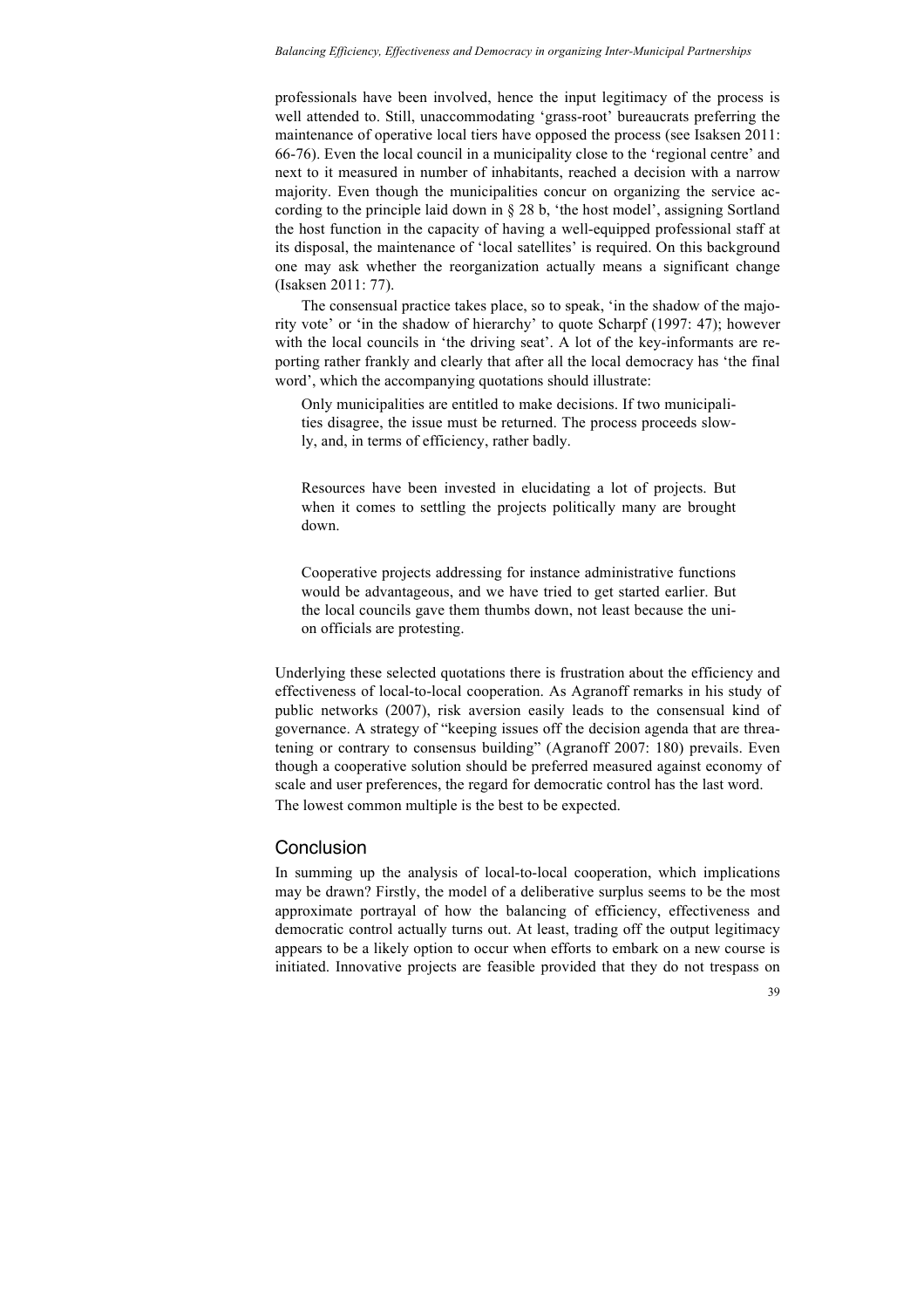professionals have been involved, hence the input legitimacy of the process is well attended to. Still, unaccommodating 'grass-root' bureaucrats preferring the maintenance of operative local tiers have opposed the process (see Isaksen 2011: 66-76). Even the local council in a municipality close to the 'regional centre' and next to it measured in number of inhabitants, reached a decision with a narrow majority. Even though the municipalities concur on organizing the service according to the principle laid down in § 28 b, 'the host model', assigning Sortland the host function in the capacity of having a well-equipped professional staff at its disposal, the maintenance of 'local satellites' is required. On this background one may ask whether the reorganization actually means a significant change (Isaksen 2011: 77).

The consensual practice takes place, so to speak, 'in the shadow of the majority vote' or 'in the shadow of hierarchy' to quote Scharpf (1997: 47); however with the local councils in 'the driving seat'. A lot of the key-informants are reporting rather frankly and clearly that after all the local democracy has 'the final word', which the accompanying quotations should illustrate:

> Only municipalities are entitled to make decisions. If two municipalities disagree, the issue must be returned. The process proceeds slowly, and, in terms of efficiency, rather badly.

> Resources have been invested in elucidating a lot of projects. But when it comes to settling the projects politically many are brought down.

> Cooperative projects addressing for instance administrative functions would be advantageous, and we have tried to get started earlier. But the local councils gave them thumbs down, not least because the union officials are protesting.

Underlying these selected quotations there is frustration about the efficiency and effectiveness of local-to-local cooperation. As Agranoff remarks in his study of public networks (2007), risk aversion easily leads to the consensual kind of governance. A strategy of "keeping issues off the decision agenda that are threatening or contrary to consensus building" (Agranoff 2007: 180) prevails. Even though a cooperative solution should be preferred measured against economy of scale and user preferences, the regard for democratic control has the last word. The lowest common multiple is the best to be expected.

## Conclusion

In summing up the analysis of local-to-local cooperation, which implications may be drawn? Firstly, the model of a deliberative surplus seems to be the most approximate portrayal of how the balancing of efficiency, effectiveness and democratic control actually turns out. At least, trading off the output legitimacy appears to be a likely option to occur when efforts to embark on a new course is initiated. Innovative projects are feasible provided that they do not trespass on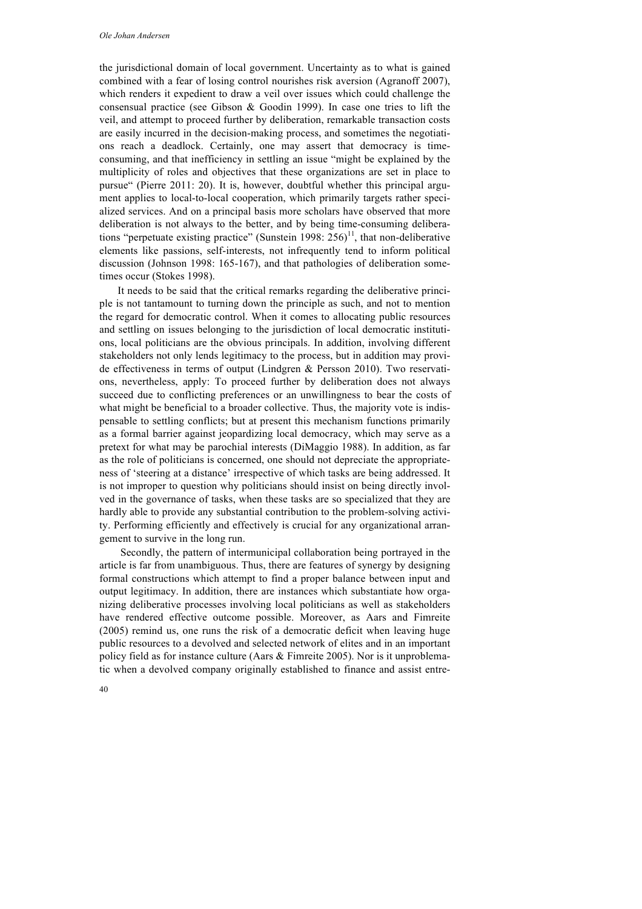the jurisdictional domain of local government. Uncertainty as to what is gained combined with a fear of losing control nourishes risk aversion (Agranoff 2007), which renders it expedient to draw a veil over issues which could challenge the consensual practice (see Gibson & Goodin 1999). In case one tries to lift the veil, and attempt to proceed further by deliberation, remarkable transaction costs are easily incurred in the decision-making process, and sometimes the negotiations reach a deadlock. Certainly, one may assert that democracy is time-consuming, and that inefficiency in settling an issue "might be explained by the multiplicity of roles and objectives that these organizations are set in place to pursue" (Pierre 2011: 20). It is, however, doubtful whether this principal argument applies to local-to-local cooperation, which primarily targets rather specialized services. And on a principal basis more scholars have observed that more deliberation is not always to the better, and by being time-consuming deliberations "perpetuate existing practice" (Sunstein 1998: 256)[11], that non-deliberative elements like passions, self-interests, not infrequently tend to inform political discussion (Johnson 1998: 165-167), and that pathologies of deliberation sometimes occur (Stokes 1998).

It needs to be said that the critical remarks regarding the deliberative principle is not tantamount to turning down the principle as such, and not to mention the regard for democratic control. When it comes to allocating public resources and settling on issues belonging to the jurisdiction of local democratic institutions, local politicians are the obvious principals. In addition, involving different stakeholders not only lends legitimacy to the process, but in addition may provide effectiveness in terms of output (Lindgren & Persson 2010). Two reservations, nevertheless, apply: To proceed further by deliberation does not always succeed due to conflicting preferences or an unwillingness to bear the costs of what might be beneficial to a broader collective. Thus, the majority vote is indispensable to settling conflicts; but at present this mechanism functions primarily as a formal barrier against jeopardizing local democracy, which may serve as a pretext for what may be parochial interests (DiMaggio 1988). In addition, as far as the role of politicians is concerned, one should not depreciate the appropriateness of 'steering at a distance' irrespective of which tasks are being addressed. It is not improper to question why politicians should insist on being directly involved in the governance of tasks, when these tasks are so specialized that they are hardly able to provide any substantial contribution to the problem-solving activity. Performing efficiently and effectively is crucial for any organizational arrangement to survive in the long run.

Secondly, the pattern of intermunicipal collaboration being portrayed in the article is far from unambiguous. Thus, there are features of synergy by designing formal constructions which attempt to find a proper balance between input and output legitimacy. In addition, there are instances which substantiate how organizing deliberative processes involving local politicians as well as stakeholders have rendered effective outcome possible. Moreover, as Aars and Fimreite (2005) remind us, one runs the risk of a democratic deficit when leaving huge public resources to a devolved and selected network of elites and in an important policy field as for instance culture (Aars & Fimreite 2005). Nor is it unproblematic when a devolved company originally established to finance and assist entre-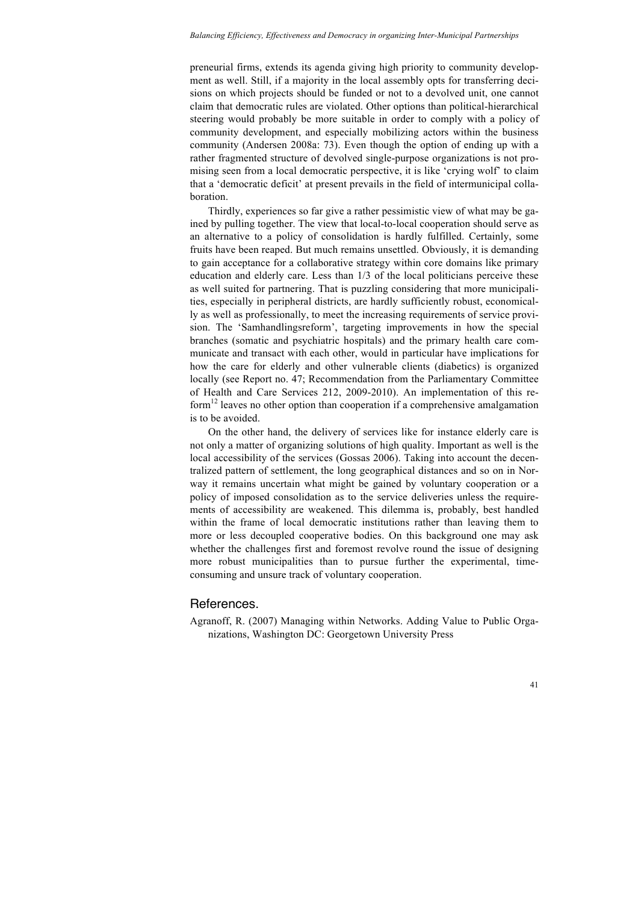preneurial firms, extends its agenda giving high priority to community development as well. Still, if a majority in the local assembly opts for transferring decisions on which projects should be funded or not to a devolved unit, one cannot claim that democratic rules are violated. Other options than political-hierarchical steering would probably be more suitable in order to comply with a policy of community development, and especially mobilizing actors within the business community (Andersen 2008a: 73). Even though the option of ending up with a rather fragmented structure of devolved single-purpose organizations is not promising seen from a local democratic perspective, it is like 'crying wolf' to claim that a 'democratic deficit' at present prevails in the field of intermunicipal collaboration.

Thirdly, experiences so far give a rather pessimistic view of what may be gained by pulling together. The view that local-to-local cooperation should serve as an alternative to a policy of consolidation is hardly fulfilled. Certainly, some fruits have been reaped. But much remains unsettled. Obviously, it is demanding to gain acceptance for a collaborative strategy within core domains like primary education and elderly care. Less than 1/3 of the local politicians perceive these as well suited for partnering. That is puzzling considering that more municipalities, especially in peripheral districts, are hardly sufficiently robust, economically as well as professionally, to meet the increasing requirements of service provision. The 'Samhandlingsreform', targeting improvements in how the special branches (somatic and psychiatric hospitals) and the primary health care communicate and transact with each other, would in particular have implications for how the care for elderly and other vulnerable clients (diabetics) is organized locally (see Report no. 47; Recommendation from the Parliamentary Committee of Health and Care Services 212, 2009-2010). An implementation of this reform[12] leaves no other option than cooperation if a comprehensive amalgamation is to be avoided.

On the other hand, the delivery of services like for instance elderly care is not only a matter of organizing solutions of high quality. Important as well is the local accessibility of the services (Gossas 2006). Taking into account the decentralized pattern of settlement, the long geographical distances and so on in Norway it remains uncertain what might be gained by voluntary cooperation or a policy of imposed consolidation as to the service deliveries unless the requirements of accessibility are weakened. This dilemma is, probably, best handled within the frame of local democratic institutions rather than leaving them to more or less decoupled cooperative bodies. On this background one may ask whether the challenges first and foremost revolve round the issue of designing more robust municipalities than to pursue further the experimental, time-consuming and unsure track of voluntary cooperation.

## References.

Agranoff, R. (2007) Managing within Networks. Adding Value to Public Organizations, Washington DC: Georgetown University Press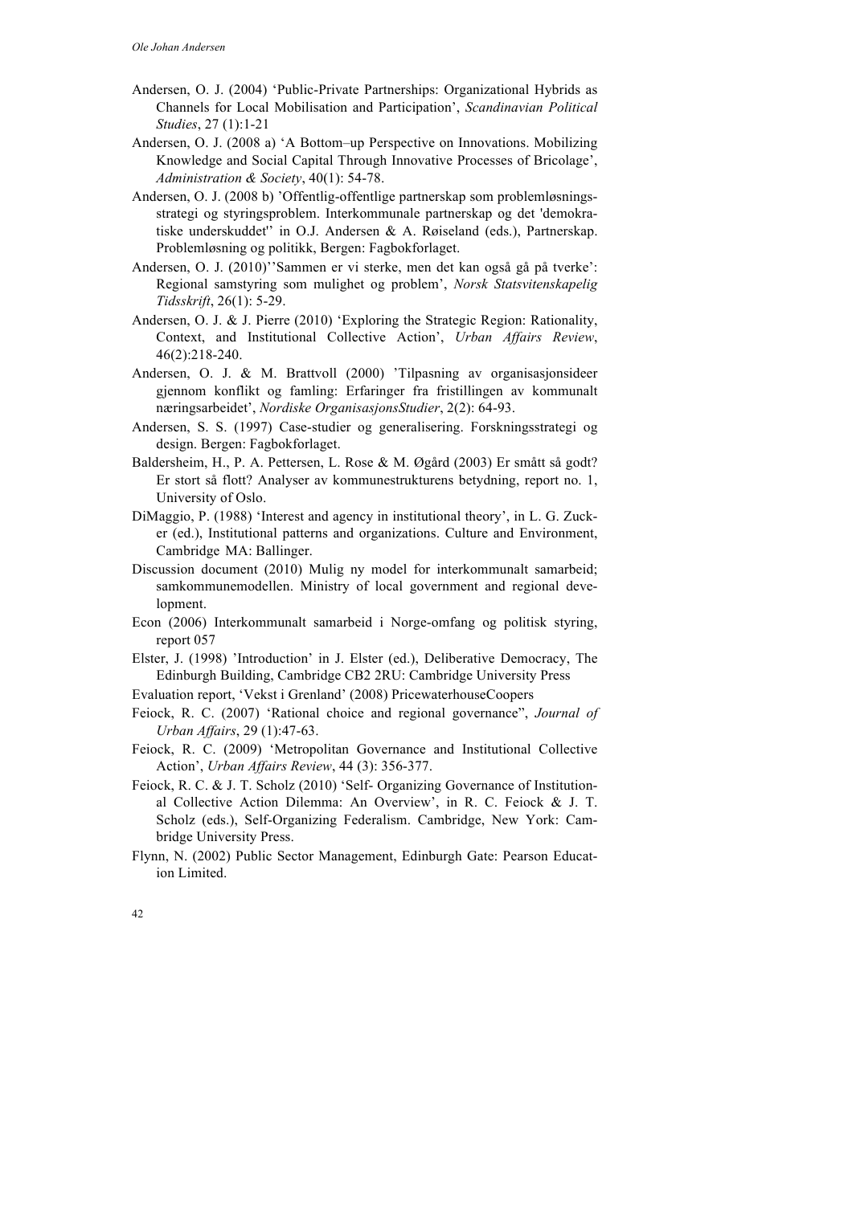Andersen, O. J. (2004) 'Public-Private Partnerships: Organizational Hybrids as Channels for Local Mobilisation and Participation', *Scandinavian Political Studies*, 27 (1):1-21

Andersen, O. J. (2008 a) 'A Bottom–up Perspective on Innovations. Mobilizing Knowledge and Social Capital Through Innovative Processes of Bricolage', *Administration & Society*, 40(1): 54-78.

Andersen, O. J. (2008 b) 'Offentlig-offentlige partnerskap som problemløsningsstrategi og styringsproblem. Interkommunale partnerskap og det 'demokratiske underskuddet'' in O.J. Andersen & A. Røiseland (eds.), Partnerskap. Problemløsning og politikk, Bergen: Fagbokforlaget.

Andersen, O. J. (2010)''Sammen er vi sterke, men det kan også gå på tverke': Regional samstyring som mulighet og problem', *Norsk Statsvitenskapelig Tidsskrift*, 26(1): 5-29.

Andersen, O. J. & J. Pierre (2010) 'Exploring the Strategic Region: Rationality, Context, and Institutional Collective Action', *Urban Affairs Review*, 46(2):218-240.

Andersen, O. J. & M. Brattvoll (2000) 'Tilpasning av organisasjonsideer gjennom konflikt og famling: Erfaringer fra fristillingen av kommunalt næringsarbeidet', *Nordiske OrganisasjonsStudier*, 2(2): 64-93.

Andersen, S. S. (1997) Case-studier og generalisering. Forskningsstrategi og design. Bergen: Fagbokforlaget.

Baldersheim, H., P. A. Pettersen, L. Rose & M. Øgård (2003) Er smått så godt? Er stort så flott? Analyser av kommunestrukturens betydning, report no. 1, University of Oslo.

DiMaggio, P. (1988) 'Interest and agency in institutional theory', in L. G. Zucker (ed.), Institutional patterns and organizations. Culture and Environment, Cambridge MA: Ballinger.

Discussion document (2010) Mulig ny model for interkommunalt samarbeid; samkommunemodellen. Ministry of local government and regional development.

Econ (2006) Interkommunalt samarbeid i Norge-omfang og politisk styring, report 057

Elster, J. (1998) 'Introduction' in J. Elster (ed.), Deliberative Democracy, The Edinburgh Building, Cambridge CB2 2RU: Cambridge University Press

Evaluation report, 'Vekst i Grenland' (2008) PricewaterhouseCoopers

Feiock, R. C. (2007) 'Rational choice and regional governance", *Journal of Urban Affairs*, 29 (1):47-63.

Feiock, R. C. (2009) 'Metropolitan Governance and Institutional Collective Action', *Urban Affairs Review*, 44 (3): 356-377.

Feiock, R. C. & J. T. Scholz (2010) 'Self- Organizing Governance of Institutional Collective Action Dilemma: An Overview', in R. C. Feiock & J. T. Scholz (eds.), Self-Organizing Federalism. Cambridge, New York: Cambridge University Press.

Flynn, N. (2002) Public Sector Management, Edinburgh Gate: Pearson Education Limited.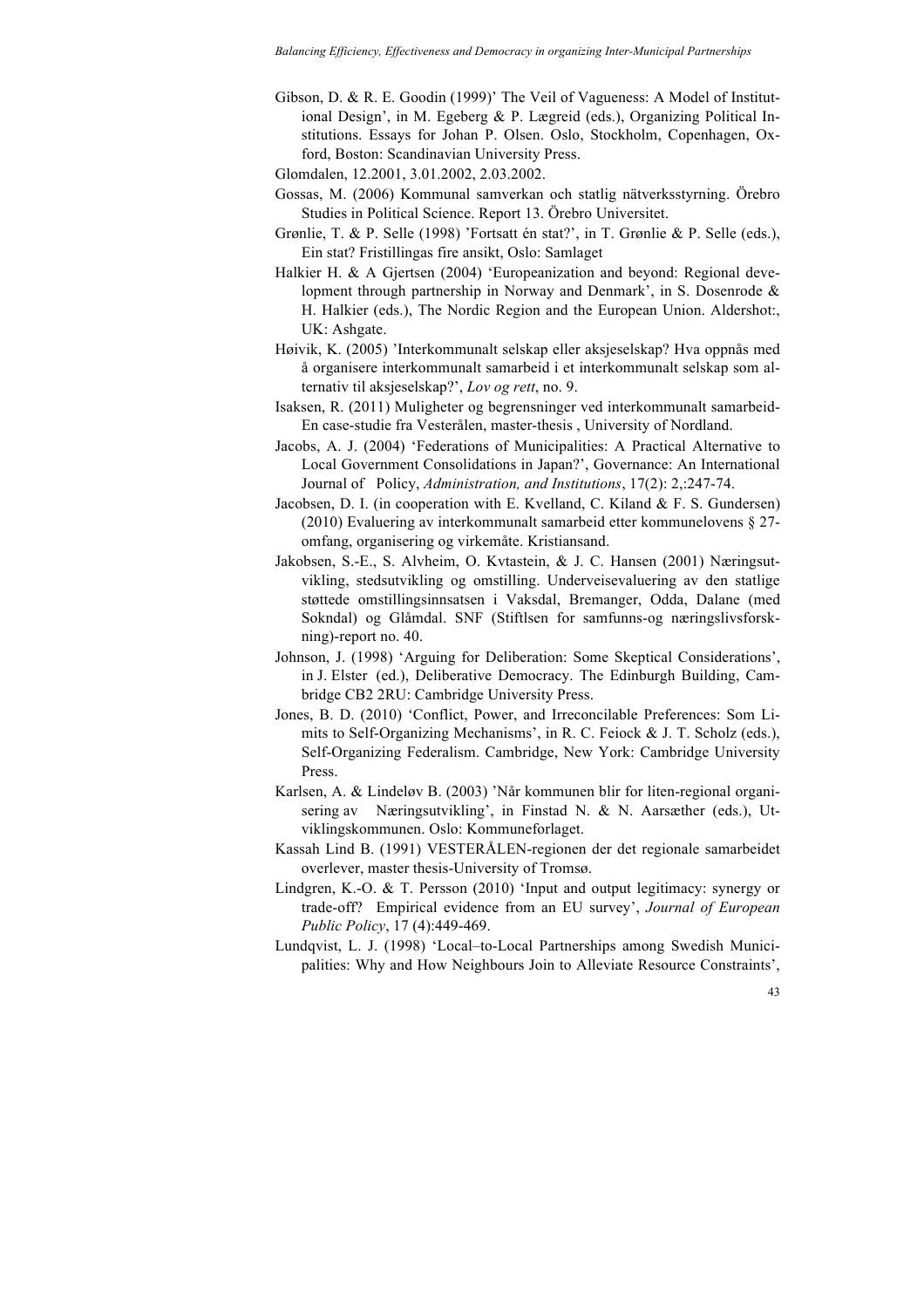Gibson, D. & R. E. Goodin (1999)' The Veil of Vagueness: A Model of Institutional Design', in M. Egeberg & P. Lægreid (eds.), Organizing Political Institutions. Essays for Johan P. Olsen. Oslo, Stockholm, Copenhagen, Oxford, Boston: Scandinavian University Press.

Glomdalen, 12.2001, 3.01.2002, 2.03.2002.

Gossas, M. (2006) Kommunal samverkan och statlig nätverksstyrning. Örebro Studies in Political Science. Report 13. Örebro Universitet.

Grønlie, T. & P. Selle (1998) 'Fortsatt én stat?', in T. Grønlie & P. Selle (eds.), Ein stat? Fristillingas fire ansikt, Oslo: Samlaget

Halkier H. & A Gjertsen (2004) 'Europeanization and beyond: Regional development through partnership in Norway and Denmark', in S. Dosenrode & H. Halkier (eds.), The Nordic Region and the European Union. Aldershot:, UK: Ashgate.

Høivik, K. (2005) 'Interkommunalt selskap eller aksjeselskap? Hva oppnås med å organisere interkommunalt samarbeid i et interkommunalt selskap som alternativ til aksjeselskap?', *Lov og rett*, no. 9.

Isaksen, R. (2011) Muligheter og begrensninger ved interkommunalt samarbeid-En case-studie fra Vesterålen, master-thesis , University of Nordland.

Jacobs, A. J. (2004) 'Federations of Municipalities: A Practical Alternative to Local Government Consolidations in Japan?', Governance: An International Journal of Policy, *Administration, and Institutions*, 17(2): 2,:247-74.

Jacobsen, D. I. (in cooperation with E. Kvelland, C. Kiland & F. S. Gundersen) (2010) Evaluering av interkommunalt samarbeid etter kommunelovens § 27-omfang, organisering og virkemåte. Kristiansand.

Jakobsen, S.-E., S. Alvheim, O. Kvtastein, & J. C. Hansen (2001) Næringsutvikling, stedsutvikling og omstilling. Underveisevaluering av den statlige støttede omstillingsinnsatsen i Vaksdal, Bremanger, Odda, Dalane (med Sokndal) og Glåmdal. SNF (Stiftlsen for samfunns-og næringslivsforskning)-report no. 40.

Johnson, J. (1998) 'Arguing for Deliberation: Some Skeptical Considerations', in J. Elster (ed.), Deliberative Democracy. The Edinburgh Building, Cambridge CB2 2RU: Cambridge University Press.

Jones, B. D. (2010) 'Conflict, Power, and Irreconcilable Preferences: Som Limits to Self-Organizing Mechanisms', in R. C. Feiock & J. T. Scholz (eds.), Self-Organizing Federalism. Cambridge, New York: Cambridge University Press.

Karlsen, A. & Lindeløv B. (2003) 'Når kommunen blir for liten-regional organisering av Næringsutvikling', in Finstad N. & N. Aarsæther (eds.), Utviklingskommunen. Oslo: Kommuneforlaget.

Kassah Lind B. (1991) VESTERÅLEN-regionen der det regionale samarbeidet overlever, master thesis-University of Tromsø.

Lindgren, K.-O. & T. Persson (2010) 'Input and output legitimacy: synergy or trade-off? Empirical evidence from an EU survey', *Journal of European Public Policy*, 17 (4):449-469.

Lundqvist, L. J. (1998) 'Local–to-Local Partnerships among Swedish Municipalities: Why and How Neighbours Join to Alleviate Resource Constraints',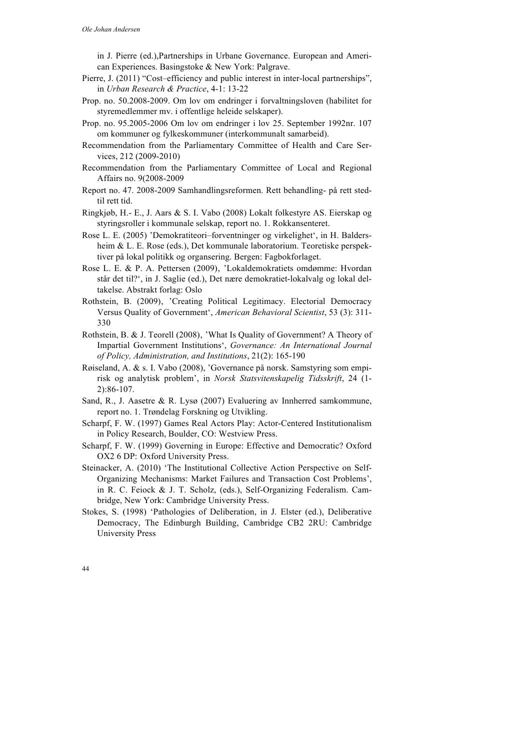in J. Pierre (ed.),Partnerships in Urbane Governance. European and American Experiences. Basingstoke & New York: Palgrave.

Pierre, J. (2011) "Cost–efficiency and public interest in inter-local partnerships", in *Urban Research & Practice*, 4-1: 13-22

Prop. no. 50.2008-2009. Om lov om endringer i forvaltningsloven (habilitet for styremedlemmer mv. i offentlige heleide selskaper).

Prop. no. 95.2005-2006 Om lov om endringer i lov 25. September 1992nr. 107 om kommuner og fylkeskommuner (interkommunalt samarbeid).

Recommendation from the Parliamentary Committee of Health and Care Services, 212 (2009-2010)

Recommendation from the Parliamentary Committee of Local and Regional Affairs no. 9(2008-2009

Report no. 47. 2008-2009 Samhandlingsreformen. Rett behandling- på rett sted-til rett tid.

Ringkjøb, H.- E., J. Aars & S. I. Vabo (2008) Lokalt folkestyre AS. Eierskap og styringsroller i kommunale selskap, report no. 1. Rokkansenteret.

Rose L. E. (2005) 'Demokratiteori–forventninger og virkelighet', in H. Baldersheim & L. E. Rose (eds.), Det kommunale laboratorium. Teoretiske perspektiver på lokal politikk og organsering. Bergen: Fagbokforlaget.

Rose L. E. & P. A. Pettersen (2009), 'Lokaldemokratiets omdømme: Hvordan står det til?', in J. Saglie (ed.), Det nære demokratiet-lokalvalg og lokal deltakelse. Abstrakt forlag: Oslo

Rothstein, B. (2009), 'Creating Political Legitimacy. Electorial Democracy Versus Quality of Government', *American Behavioral Scientist*, 53 (3): 311-330

Rothstein, B. & J. Teorell (2008), 'What Is Quality of Government? A Theory of Impartial Government Institutions', *Governance: An International Journal of Policy, Administration, and Institutions*, 21(2): 165-190

Røiseland, A. & s. I. Vabo (2008), 'Governance på norsk. Samstyring som empirisk og analytisk problem', in *Norsk Statsvitenskapelig Tidsskrift*, 24 (1-2):86-107.

Sand, R., J. Aasetre & R. Lysø (2007) Evaluering av Innherred samkommune, report no. 1. Trøndelag Forskning og Utvikling.

Scharpf, F. W. (1997) Games Real Actors Play: Actor-Centered Institutionalism in Policy Research, Boulder, CO: Westview Press.

Scharpf, F. W. (1999) Governing in Europe: Effective and Democratic? Oxford OX2 6 DP: Oxford University Press.

Steinacker, A. (2010) 'The Institutional Collective Action Perspective on Self-Organizing Mechanisms: Market Failures and Transaction Cost Problems', in R. C. Feiock & J. T. Scholz, (eds.), Self-Organizing Federalism. Cambridge, New York: Cambridge University Press.

Stokes, S. (1998) 'Pathologies of Deliberation, in J. Elster (ed.), Deliberative Democracy, The Edinburgh Building, Cambridge CB2 2RU: Cambridge University Press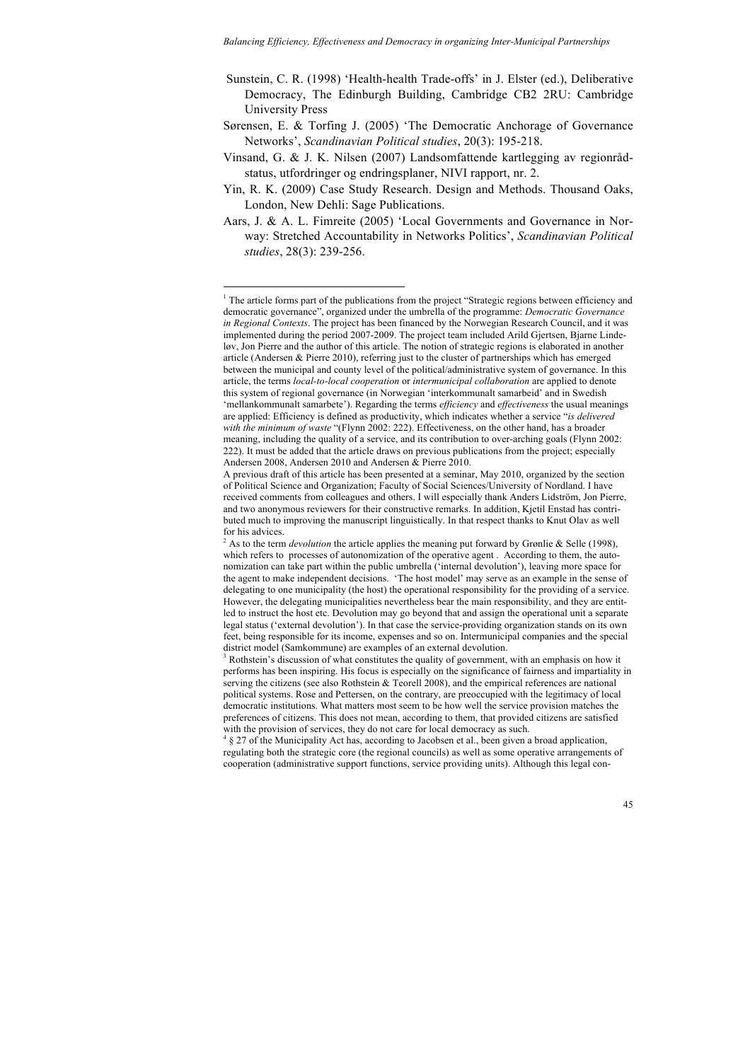Sunstein, C. R. (1998) 'Health-health Trade-offs' in J. Elster (ed.), Deliberative Democracy, The Edinburgh Building, Cambridge CB2 2RU: Cambridge University Press

Sørensen, E. & Torfing J. (2005) 'The Democratic Anchorage of Governance Networks', *Scandinavian Political studies*, 20(3): 195-218.

Vinsand, G. & J. K. Nilsen (2007) Landsomfattende kartlegging av regionrådstatus, utfordringer og endringsplaner, NIVI rapport, nr. 2.

Yin, R. K. (2009) Case Study Research. Design and Methods. Thousand Oaks, London, New Dehli: Sage Publications.

Aars, J. & A. L. Fimreite (2005) 'Local Governments and Governance in Norway: Stretched Accountability in Networks Politics', *Scandinavian Political studies*, 28(3): 239-256.

---

[1] The article forms part of the publications from the project "Strategic regions between efficiency and democratic governance", organized under the umbrella of the programme: *Democratic Governance in Regional Contexts*. The project has been financed by the Norwegian Research Council, and it was implemented during the period 2007-2009. The project team included Arild Gjertsen, Bjarne Lindeløv, Jon Pierre and the author of this article. The notion of strategic regions is elaborated in another article (Andersen & Pierre 2010), referring just to the cluster of partnerships which has emerged between the municipal and county level of the political/administrative system of governance. In this article, the terms *local-to-local cooperation* or *intermunicipal collaboration* are applied to denote this system of regional governance (in Norwegian 'interkommunalt samarbeid' and in Swedish 'mellankommunalt samarbete'). Regarding the terms *efficiency* and *effectiveness* the usual meanings are applied: Efficiency is defined as productivity, which indicates whether a service "*is delivered with the minimum of waste* "(Flynn 2002: 222). Effectiveness, on the other hand, has a broader meaning, including the quality of a service, and its contribution to over-arching goals (Flynn 2002: 222). It must be added that the article draws on previous publications from the project; especially Andersen 2008, Andersen 2010 and Andersen & Pierre 2010.

A previous draft of this article has been presented at a seminar, May 2010, organized by the section of Political Science and Organization; Faculty of Social Sciences/University of Nordland. I have received comments from colleagues and others. I will especially thank Anders Lidström, Jon Pierre, and two anonymous reviewers for their constructive remarks. In addition, Kjetil Enstad has contributed much to improving the manuscript linguistically. In that respect thanks to Knut Olav as well for his advices.

[2] As to the term *devolution* the article applies the meaning put forward by Grønlie & Selle (1998), which refers to processes of autonomization of the operative agent . According to them, the autonomization can take part within the public umbrella ('internal devolution'), leaving more space for the agent to make independent decisions. 'The host model' may serve as an example in the sense of delegating to one municipality (the host) the operational responsibility for the providing of a service. However, the delegating municipalities nevertheless bear the main responsibility, and they are entitled to instruct the host etc. Devolution may go beyond that and assign the operational unit a separate legal status ('external devolution'). In that case the service-providing organization stands on its own feet, being responsible for its income, expenses and so on. Intermunicipal companies and the special district model (Samkommune) are examples of an external devolution.

[3] Rothstein's discussion of what constitutes the quality of government, with an emphasis on how it performs has been inspiring. His focus is especially on the significance of fairness and impartiality in serving the citizens (see also Rothstein & Teorell 2008), and the empirical references are national political systems. Rose and Pettersen, on the contrary, are preoccupied with the legitimacy of local democratic institutions. What matters most seem to be how well the service provision matches the preferences of citizens. This does not mean, according to them, that provided citizens are satisfied with the provision of services, they do not care for local democracy as such.

[4] § 27 of the Municipality Act has, according to Jacobsen et al., been given a broad application, regulating both the strategic core (the regional councils) as well as some operative arrangements of cooperation (administrative support functions, service providing units). Although this legal con-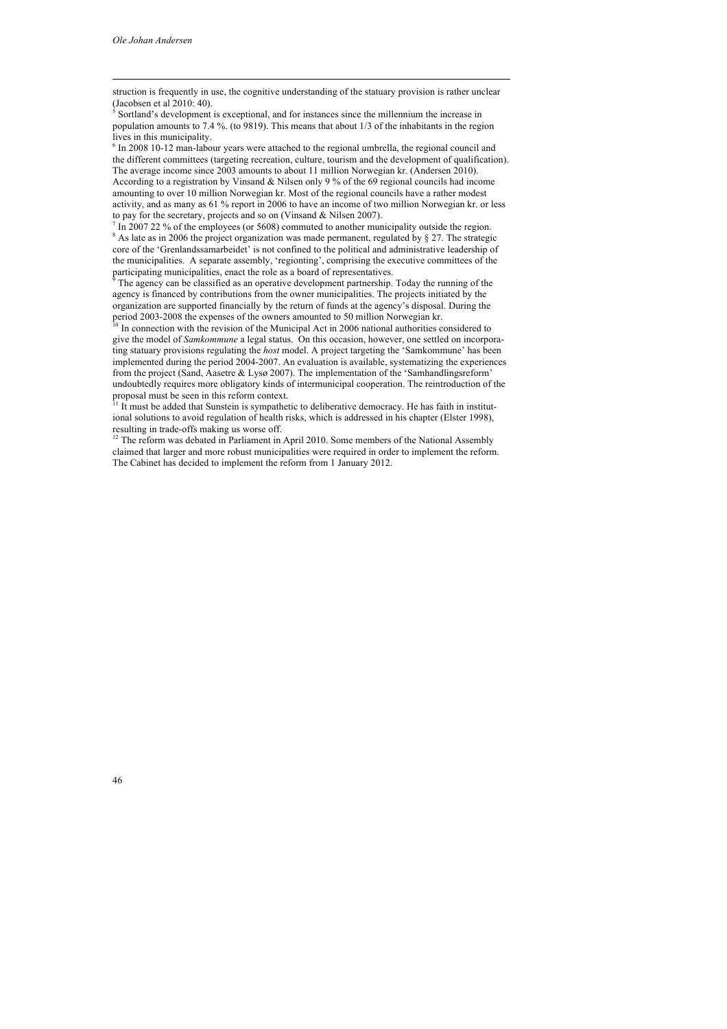struction is frequently in use, the cognitive understanding of the statuary provision is rather unclear (Jacobsen et al 2010: 40).

[5] Sortland's development is exceptional, and for instances since the millennium the increase in population amounts to 7.4 %. (to 9819). This means that about 1/3 of the inhabitants in the region lives in this municipality.

[6] In 2008 10-12 man-labour years were attached to the regional umbrella, the regional council and the different committees (targeting recreation, culture, tourism and the development of qualification). The average income since 2003 amounts to about 11 million Norwegian kr. (Andersen 2010). According to a registration by Vinsand & Nilsen only 9 % of the 69 regional councils had income amounting to over 10 million Norwegian kr. Most of the regional councils have a rather modest activity, and as many as 61 % report in 2006 to have an income of two million Norwegian kr. or less to pay for the secretary, projects and so on (Vinsand & Nilsen 2007).

[7] In 2007 22 % of the employees (or 5608) commuted to another municipality outside the region.

[8] As late as in 2006 the project organization was made permanent, regulated by § 27. The strategic core of the 'Grenlandssamarbeidet' is not confined to the political and administrative leadership of the municipalities. A separate assembly, 'regionting', comprising the executive committees of the participating municipalities, enact the role as a board of representatives.

[9] The agency can be classified as an operative development partnership. Today the running of the agency is financed by contributions from the owner municipalities. The projects initiated by the organization are supported financially by the return of funds at the agency's disposal. During the period 2003-2008 the expenses of the owners amounted to 50 million Norwegian kr.

[10] In connection with the revision of the Municipal Act in 2006 national authorities considered to give the model of *Samkommune* a legal status. On this occasion, however, one settled on incorporating statuary provisions regulating the *host* model. A project targeting the 'Samkommune' has been implemented during the period 2004-2007. An evaluation is available, systematizing the experiences from the project (Sand, Aasetre & Lysø 2007). The implementation of the 'Samhandlingsreform' undoubtedly requires more obligatory kinds of intermunicipal cooperation. The reintroduction of the proposal must be seen in this reform context.

[11] It must be added that Sunstein is sympathetic to deliberative democracy. He has faith in institutional solutions to avoid regulation of health risks, which is addressed in his chapter (Elster 1998), resulting in trade-offs making us worse off.

[12] The reform was debated in Parliament in April 2010. Some members of the National Assembly claimed that larger and more robust municipalities were required in order to implement the reform. The Cabinet has decided to implement the reform from 1 January 2012.